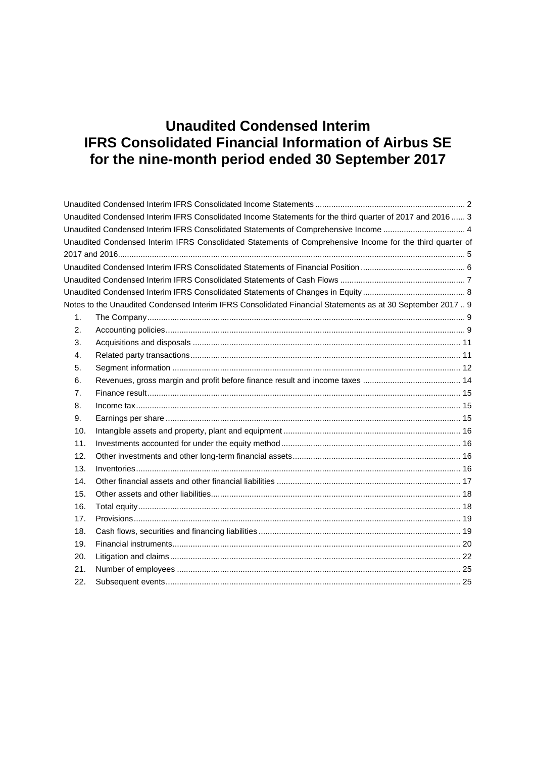# Unaudited Condensed Interim IFRS Consolidated Financial Information of Airbus SE for the nine-month period ended 30 September 2017

Unaudited Condensed Interim IFRS Consolidated Income Statements ........................................ 2

Unaudited Condensed Interim IFRS Consolidated Income Statements for the third quarter of 2017 and 2016 ...... 3

Unaudited Condensed Interim IFRS Consolidated Statements of Comprehensive Income ........................................ 4

Unaudited Condensed Interim IFRS Consolidated Statements of Comprehensive Income for the third quarter of 2017 and 2016........................................ 5

Unaudited Condensed Interim IFRS Consolidated Statements of Financial Position ........................................ 6

Unaudited Condensed Interim IFRS Consolidated Statements of Cash Flows ........................................ 7

Unaudited Condensed Interim IFRS Consolidated Statements of Changes in Equity ........................................ 8

Notes to the Unaudited Condensed Interim IFRS Consolidated Financial Statements as at 30 September 2017 .. 9

1. The Company........................................ 9
2. Accounting policies........................................ 9
3. Acquisitions and disposals ........................................ 11
4. Related party transactions........................................ 11
5. Segment information ........................................ 12
6. Revenues, gross margin and profit before finance result and income taxes ........................................ 14
7. Finance result........................................ 15
8. Income tax........................................ 15
9. Earnings per share ........................................ 15
10. Intangible assets and property, plant and equipment ........................................ 16
11. Investments accounted for under the equity method........................................ 16
12. Other investments and other long-term financial assets........................................ 16
13. Inventories........................................ 16
14. Other financial assets and other financial liabilities ........................................ 17
15. Other assets and other liabilities........................................ 18
16. Total equity........................................ 18
17. Provisions........................................ 19
18. Cash flows, securities and financing liabilities........................................ 19
19. Financial instruments........................................ 20
20. Litigation and claims........................................ 22
21. Number of employees ........................................ 25
22. Subsequent events........................................ 25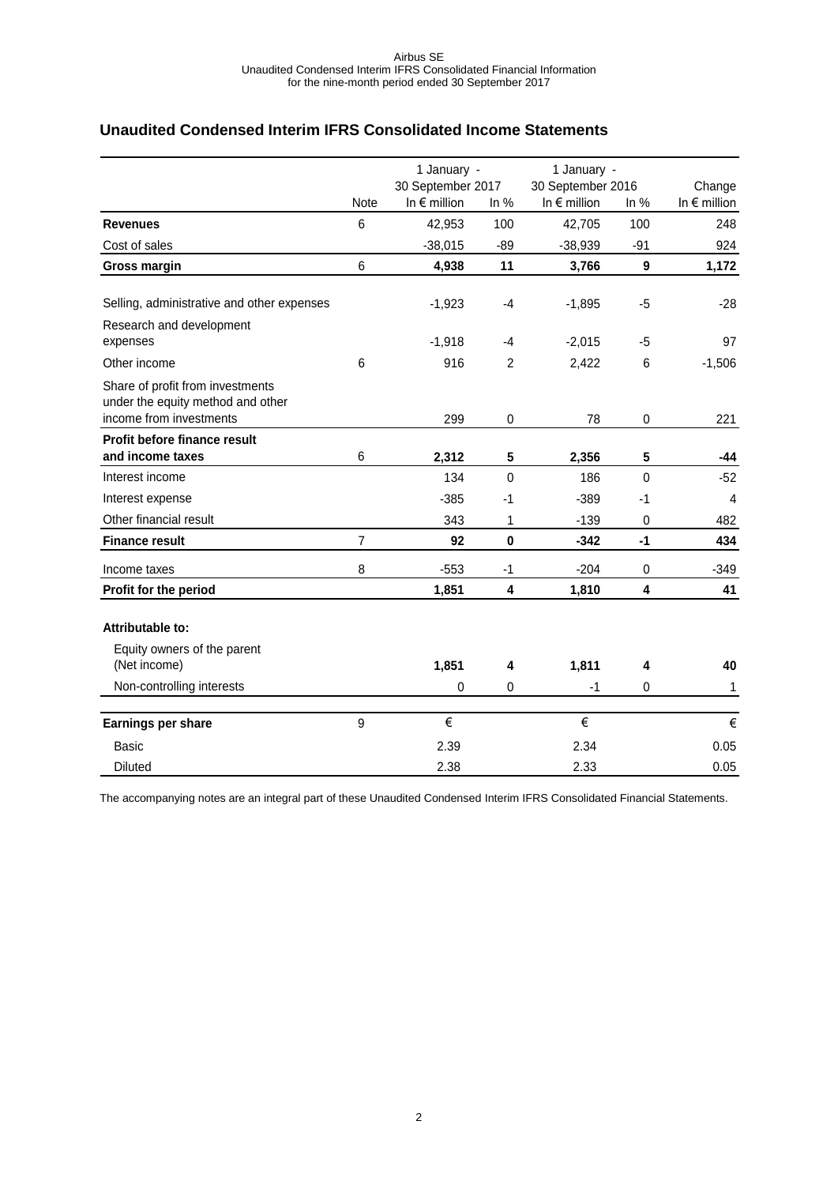## Unaudited Condensed Interim IFRS Consolidated Income Statements

| | Note | 1 January - 30 September 2017 In € million | In % | 1 January - 30 September 2016 In € million | In % | Change In € million |
|---|---|---|---|---|---|---|
| **Revenues** | 6 | 42,953 | 100 | 42,705 | 100 | 248 |
| Cost of sales | | -38,015 | -89 | -38,939 | -91 | 924 |
| **Gross margin** | 6 | **4,938** | **11** | **3,766** | **9** | **1,172** |
| Selling, administrative and other expenses | | -1,923 | -4 | -1,895 | -5 | -28 |
| Research and development expenses | | -1,918 | -4 | -2,015 | -5 | 97 |
| Other income | 6 | 916 | 2 | 2,422 | 6 | -1,506 |
| Share of profit from investments under the equity method and other income from investments | | 299 | 0 | 78 | 0 | 221 |
| **Profit before finance result and income taxes** | 6 | **2,312** | **5** | **2,356** | **5** | **-44** |
| Interest income | | 134 | 0 | 186 | 0 | -52 |
| Interest expense | | -385 | -1 | -389 | -1 | 4 |
| Other financial result | | 343 | 1 | -139 | 0 | 482 |
| **Finance result** | 7 | **92** | **0** | **-342** | **-1** | **434** |
| Income taxes | 8 | -553 | -1 | -204 | 0 | -349 |
| **Profit for the period** | | **1,851** | **4** | **1,810** | **4** | **41** |
| **Attributable to:** | | | | | | |
| Equity owners of the parent (Net income) | | **1,851** | **4** | **1,811** | **4** | **40** |
| Non-controlling interests | | 0 | 0 | -1 | 0 | 1 |
| **Earnings per share** | 9 | € | | € | | € |
| Basic | | 2.39 | | 2.34 | | 0.05 |
| Diluted | | 2.38 | | 2.33 | | 0.05 |

The accompanying notes are an integral part of these Unaudited Condensed Interim IFRS Consolidated Financial Statements.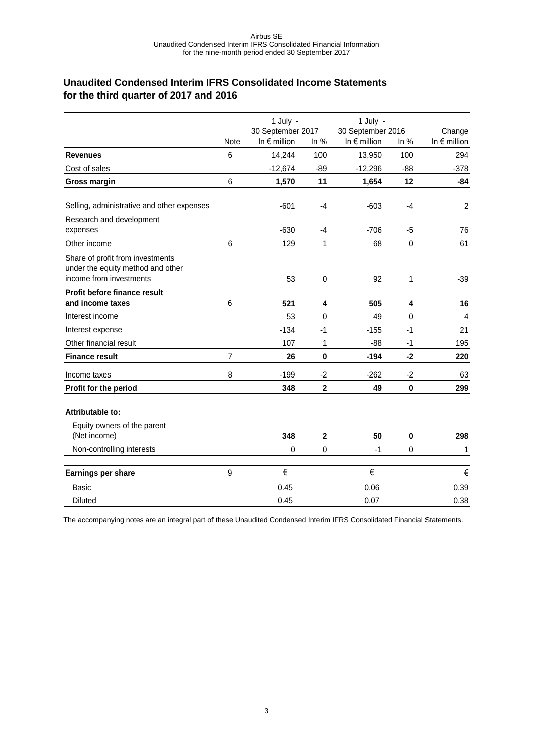## Unaudited Condensed Interim IFRS Consolidated Income Statements for the third quarter of 2017 and 2016

| | Note | 1 July - 30 September 2017 In € million | In % | 1 July - 30 September 2016 In € million | In % | Change In € million |
|---|---|---|---|---|---|---|
| **Revenues** | 6 | 14,244 | 100 | 13,950 | 100 | 294 |
| Cost of sales | | -12,674 | -89 | -12,296 | -88 | -378 |
| **Gross margin** | 6 | **1,570** | **11** | **1,654** | **12** | **-84** |
| Selling, administrative and other expenses | | -601 | -4 | -603 | -4 | 2 |
| Research and development expenses | | -630 | -4 | -706 | -5 | 76 |
| Other income | 6 | 129 | 1 | 68 | 0 | 61 |
| Share of profit from investments under the equity method and other income from investments | | 53 | 0 | 92 | 1 | -39 |
| **Profit before finance result and income taxes** | 6 | **521** | **4** | **505** | **4** | **16** |
| Interest income | | 53 | 0 | 49 | 0 | 4 |
| Interest expense | | -134 | -1 | -155 | -1 | 21 |
| Other financial result | | 107 | 1 | -88 | -1 | 195 |
| **Finance result** | 7 | **26** | **0** | **-194** | **-2** | **220** |
| Income taxes | 8 | -199 | -2 | -262 | -2 | 63 |
| **Profit for the period** | | **348** | **2** | **49** | **0** | **299** |
| **Attributable to:** | | | | | | |
| Equity owners of the parent (Net income) | | **348** | **2** | **50** | **0** | **298** |
| Non-controlling interests | | 0 | 0 | -1 | 0 | 1 |
| **Earnings per share** | 9 | € | | € | | € |
| Basic | | 0.45 | | 0.06 | | 0.39 |
| Diluted | | 0.45 | | 0.07 | | 0.38 |

The accompanying notes are an integral part of these Unaudited Condensed Interim IFRS Consolidated Financial Statements.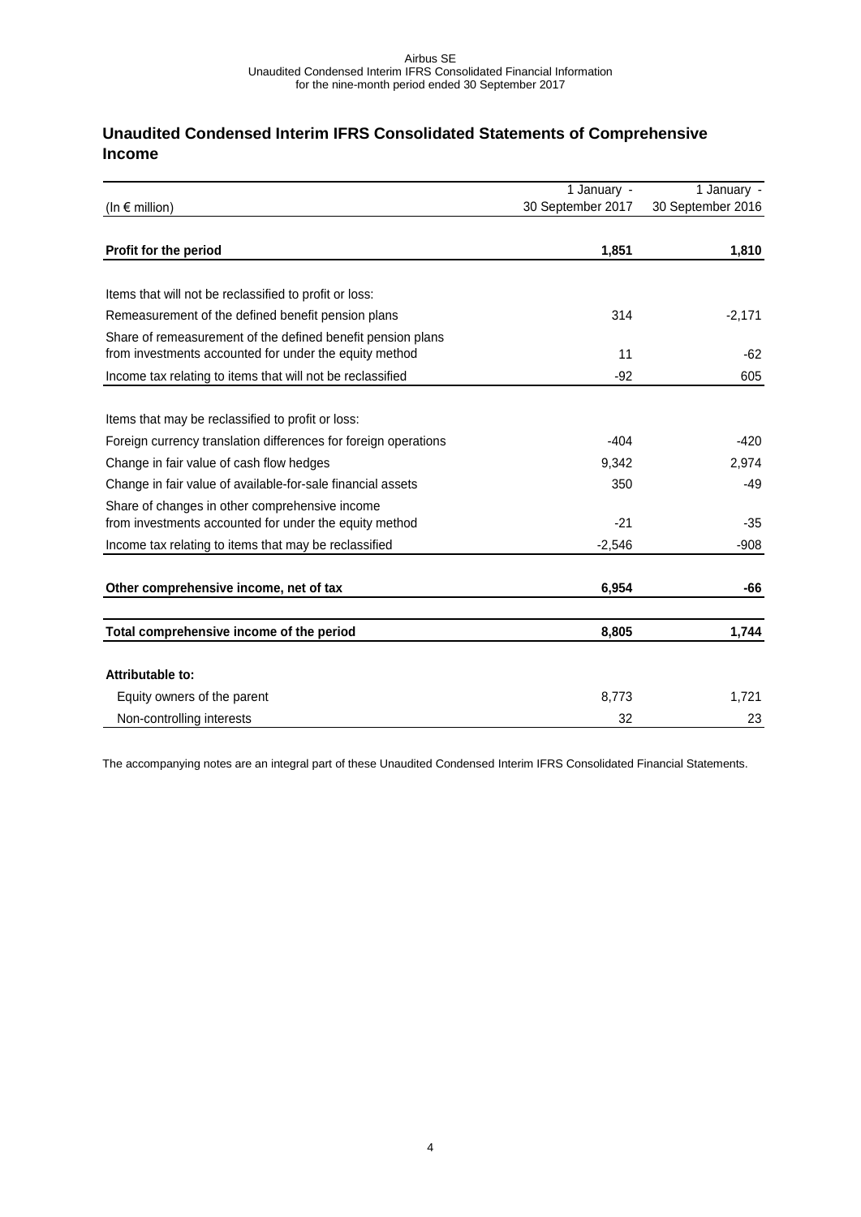## Unaudited Condensed Interim IFRS Consolidated Statements of Comprehensive Income

| (In € million) | 1 January - 30 September 2017 | 1 January - 30 September 2016 |
|---|---|---|
| **Profit for the period** | **1,851** | **1,810** |
| Items that will not be reclassified to profit or loss: | | |
| Remeasurement of the defined benefit pension plans | 314 | -2,171 |
| Share of remeasurement of the defined benefit pension plans from investments accounted for under the equity method | 11 | -62 |
| Income tax relating to items that will not be reclassified | -92 | 605 |
| Items that may be reclassified to profit or loss: | | |
| Foreign currency translation differences for foreign operations | -404 | -420 |
| Change in fair value of cash flow hedges | 9,342 | 2,974 |
| Change in fair value of available-for-sale financial assets | 350 | -49 |
| Share of changes in other comprehensive income from investments accounted for under the equity method | -21 | -35 |
| Income tax relating to items that may be reclassified | -2,546 | -908 |
| **Other comprehensive income, net of tax** | **6,954** | **-66** |
| **Total comprehensive income of the period** | **8,805** | **1,744** |
| **Attributable to:** | | |
| Equity owners of the parent | 8,773 | 1,721 |
| Non-controlling interests | 32 | 23 |

The accompanying notes are an integral part of these Unaudited Condensed Interim IFRS Consolidated Financial Statements.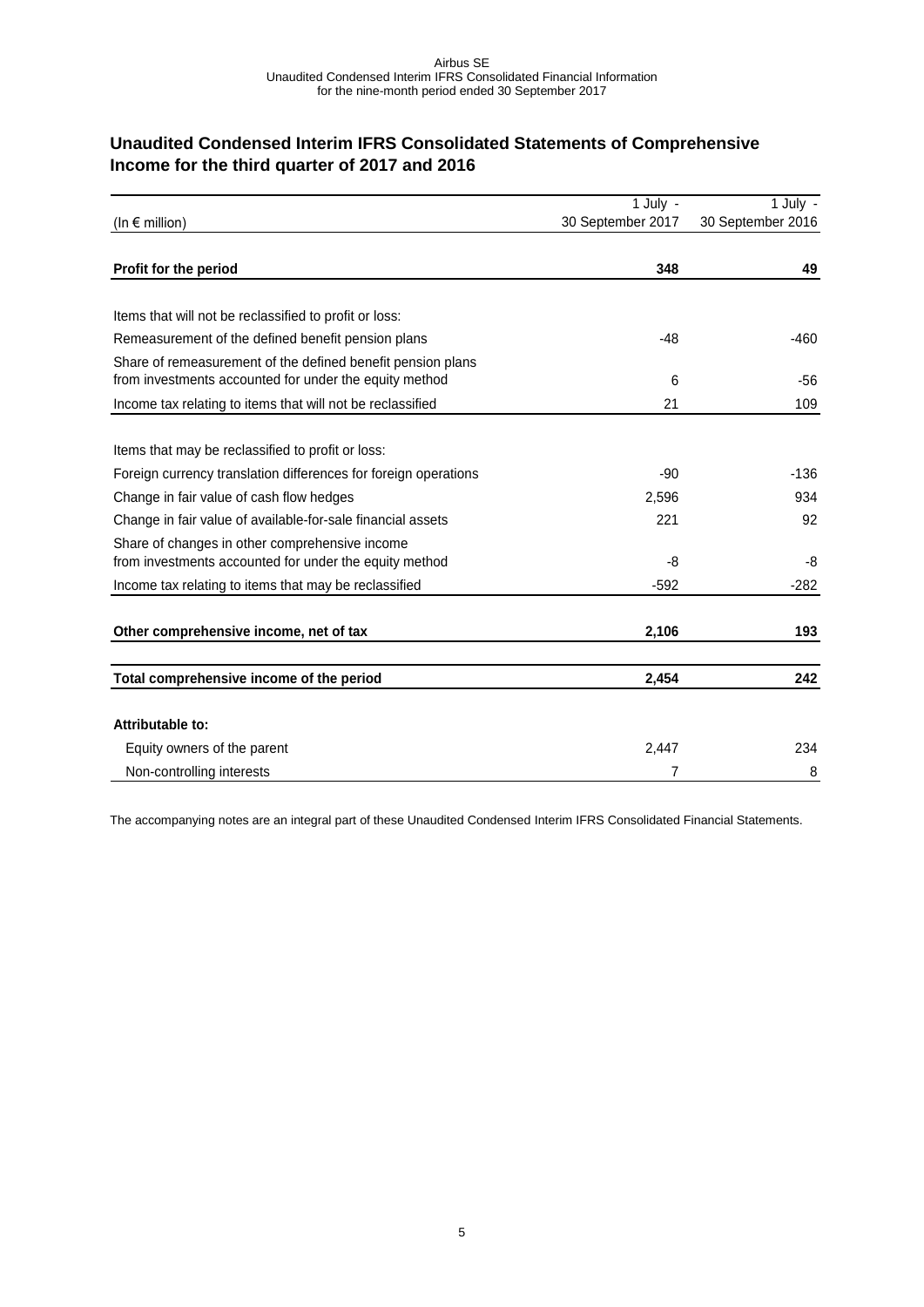## Unaudited Condensed Interim IFRS Consolidated Statements of Comprehensive Income for the third quarter of 2017 and 2016

| (In € million) | 1 July - 30 September 2017 | 1 July - 30 September 2016 |
|---|---|---|
| **Profit for the period** | **348** | **49** |
| Items that will not be reclassified to profit or loss: | | |
| Remeasurement of the defined benefit pension plans | -48 | -460 |
| Share of remeasurement of the defined benefit pension plans from investments accounted for under the equity method | 6 | -56 |
| Income tax relating to items that will not be reclassified | 21 | 109 |
| Items that may be reclassified to profit or loss: | | |
| Foreign currency translation differences for foreign operations | -90 | -136 |
| Change in fair value of cash flow hedges | 2,596 | 934 |
| Change in fair value of available-for-sale financial assets | 221 | 92 |
| Share of changes in other comprehensive income from investments accounted for under the equity method | -8 | -8 |
| Income tax relating to items that may be reclassified | -592 | -282 |
| **Other comprehensive income, net of tax** | **2,106** | **193** |
| **Total comprehensive income of the period** | **2,454** | **242** |
| **Attributable to:** | | |
| Equity owners of the parent | 2,447 | 234 |
| Non-controlling interests | 7 | 8 |

The accompanying notes are an integral part of these Unaudited Condensed Interim IFRS Consolidated Financial Statements.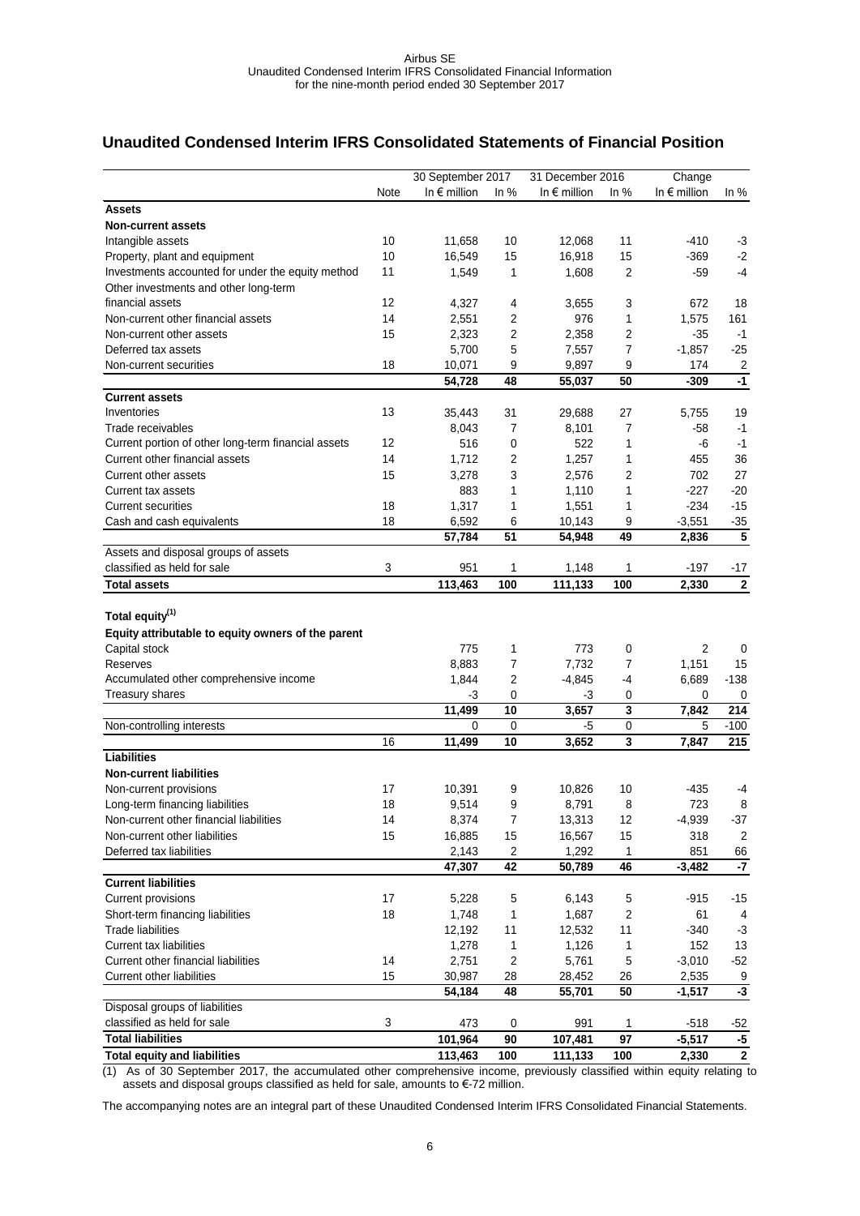## Unaudited Condensed Interim IFRS Consolidated Statements of Financial Position

| | Note | 30 September 2017 | | 31 December 2016 | | Change | |
|---|---|---|---|---|---|---|---|
| | | In € million | In % | In € million | In % | In € million | In % |
| **Assets** | | | | | | | |
| **Non-current assets** | | | | | | | |
| Intangible assets | 10 | 11,658 | 10 | 12,068 | 11 | -410 | -3 |
| Property, plant and equipment | 10 | 16,549 | 15 | 16,918 | 15 | -369 | -2 |
| Investments accounted for under the equity method | 11 | 1,549 | 1 | 1,608 | 2 | -59 | -4 |
| Other investments and other long-term financial assets | 12 | 4,327 | 4 | 3,655 | 3 | 672 | 18 |
| Non-current other financial assets | 14 | 2,551 | 2 | 976 | 1 | 1,575 | 161 |
| Non-current other assets | 15 | 2,323 | 2 | 2,358 | 2 | -35 | -1 |
| Deferred tax assets | | 5,700 | 5 | 7,557 | 7 | -1,857 | -25 |
| Non-current securities | 18 | 10,071 | 9 | 9,897 | 9 | 174 | 2 |
| | | **54,728** | **48** | **55,037** | **50** | **-309** | **-1** |
| **Current assets** | | | | | | | |
| Inventories | 13 | 35,443 | 31 | 29,688 | 27 | 5,755 | 19 |
| Trade receivables | | 8,043 | 7 | 8,101 | 7 | -58 | -1 |
| Current portion of other long-term financial assets | 12 | 516 | 0 | 522 | 1 | -6 | -1 |
| Current other financial assets | 14 | 1,712 | 2 | 1,257 | 1 | 455 | 36 |
| Current other assets | 15 | 3,278 | 3 | 2,576 | 2 | 702 | 27 |
| Current tax assets | | 883 | 1 | 1,110 | 1 | -227 | -20 |
| Current securities | 18 | 1,317 | 1 | 1,551 | 1 | -234 | -15 |
| Cash and cash equivalents | 18 | 6,592 | 6 | 10,143 | 9 | -3,551 | -35 |
| | | **57,784** | **51** | **54,948** | **49** | **2,836** | **5** |
| Assets and disposal groups of assets classified as held for sale | 3 | 951 | 1 | 1,148 | 1 | -197 | -17 |
| **Total assets** | | **113,463** | **100** | **111,133** | **100** | **2,330** | **2** |
| **Total equity**[(1)] | | | | | | | |
| **Equity attributable to equity owners of the parent** | | | | | | | |
| Capital stock | | 775 | 1 | 773 | 0 | 2 | 0 |
| Reserves | | 8,883 | 7 | 7,732 | 7 | 1,151 | 15 |
| Accumulated other comprehensive income | | 1,844 | 2 | -4,845 | -4 | 6,689 | -138 |
| Treasury shares | | -3 | 0 | -3 | 0 | 0 | 0 |
| | | **11,499** | **10** | **3,657** | **3** | **7,842** | **214** |
| Non-controlling interests | | 0 | 0 | -5 | 0 | 5 | -100 |
| | 16 | **11,499** | **10** | **3,652** | **3** | **7,847** | **215** |
| **Liabilities** | | | | | | | |
| **Non-current liabilities** | | | | | | | |
| Non-current provisions | 17 | 10,391 | 9 | 10,826 | 10 | -435 | -4 |
| Long-term financing liabilities | 18 | 9,514 | 9 | 8,791 | 8 | 723 | 8 |
| Non-current other financial liabilities | 14 | 8,374 | 7 | 13,313 | 12 | -4,939 | -37 |
| Non-current other liabilities | 15 | 16,885 | 15 | 16,567 | 15 | 318 | 2 |
| Deferred tax liabilities | | 2,143 | 2 | 1,292 | 1 | 851 | 66 |
| | | **47,307** | **42** | **50,789** | **46** | **-3,482** | **-7** |
| **Current liabilities** | | | | | | | |
| Current provisions | 17 | 5,228 | 5 | 6,143 | 5 | -915 | -15 |
| Short-term financing liabilities | 18 | 1,748 | 1 | 1,687 | 2 | 61 | 4 |
| Trade liabilities | | 12,192 | 11 | 12,532 | 11 | -340 | -3 |
| Current tax liabilities | | 1,278 | 1 | 1,126 | 1 | 152 | 13 |
| Current other financial liabilities | 14 | 2,751 | 2 | 5,761 | 5 | -3,010 | -52 |
| Current other liabilities | 15 | 30,987 | 28 | 28,452 | 26 | 2,535 | 9 |
| | | **54,184** | **48** | **55,701** | **50** | **-1,517** | **-3** |
| Disposal groups of liabilities classified as held for sale | 3 | 473 | 0 | 991 | 1 | -518 | -52 |
| **Total liabilities** | | **101,964** | **90** | **107,481** | **97** | **-5,517** | **-5** |
| **Total equity and liabilities** | | **113,463** | **100** | **111,133** | **100** | **2,330** | **2** |

(1) As of 30 September 2017, the accumulated other comprehensive income, previously classified within equity relating to assets and disposal groups classified as held for sale, amounts to €-72 million.

The accompanying notes are an integral part of these Unaudited Condensed Interim IFRS Consolidated Financial Statements.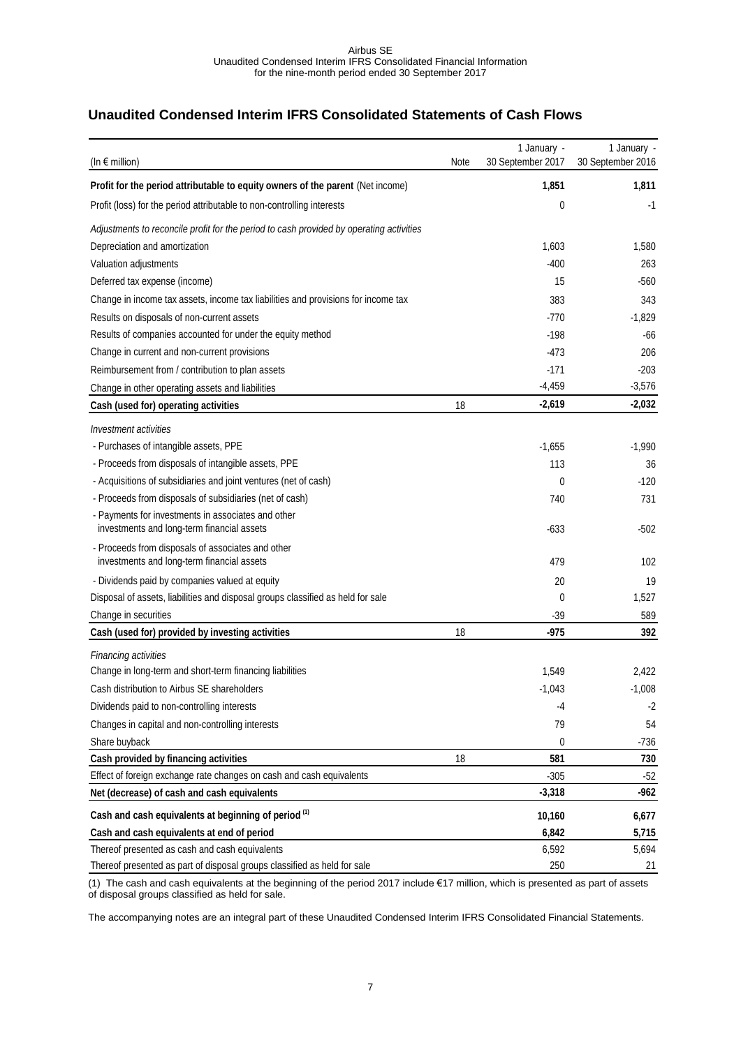## Unaudited Condensed Interim IFRS Consolidated Statements of Cash Flows

| (In € million) | Note | 1 January - 30 September 2017 | 1 January - 30 September 2016 |
|---|---|---|---|
| **Profit for the period attributable to equity owners of the parent** (Net income) | | **1,851** | **1,811** |
| Profit (loss) for the period attributable to non-controlling interests | | 0 | -1 |
| *Adjustments to reconcile profit for the period to cash provided by operating activities* | | | |
| Depreciation and amortization | | 1,603 | 1,580 |
| Valuation adjustments | | -400 | 263 |
| Deferred tax expense (income) | | 15 | -560 |
| Change in income tax assets, income tax liabilities and provisions for income tax | | 383 | 343 |
| Results on disposals of non-current assets | | -770 | -1,829 |
| Results of companies accounted for under the equity method | | -198 | -66 |
| Change in current and non-current provisions | | -473 | 206 |
| Reimbursement from / contribution to plan assets | | -171 | -203 |
| Change in other operating assets and liabilities | | -4,459 | -3,576 |
| **Cash (used for) operating activities** | 18 | **-2,619** | **-2,032** |
| *Investment activities* | | | |
| - Purchases of intangible assets, PPE | | -1,655 | -1,990 |
| - Proceeds from disposals of intangible assets, PPE | | 113 | 36 |
| - Acquisitions of subsidiaries and joint ventures (net of cash) | | 0 | -120 |
| - Proceeds from disposals of subsidiaries (net of cash) | | 740 | 731 |
| - Payments for investments in associates and other investments and long-term financial assets | | -633 | -502 |
| - Proceeds from disposals of associates and other investments and long-term financial assets | | 479 | 102 |
| - Dividends paid by companies valued at equity | | 20 | 19 |
| Disposal of assets, liabilities and disposal groups classified as held for sale | | 0 | 1,527 |
| Change in securities | | -39 | 589 |
| **Cash (used for) provided by investing activities** | 18 | **-975** | **392** |
| *Financing activities* | | | |
| Change in long-term and short-term financing liabilities | | 1,549 | 2,422 |
| Cash distribution to Airbus SE shareholders | | -1,043 | -1,008 |
| Dividends paid to non-controlling interests | | -4 | -2 |
| Changes in capital and non-controlling interests | | 79 | 54 |
| Share buyback | | 0 | -736 |
| **Cash provided by financing activities** | 18 | **581** | **730** |
| Effect of foreign exchange rate changes on cash and cash equivalents | | -305 | -52 |
| **Net (decrease) of cash and cash equivalents** | | **-3,318** | **-962** |
| **Cash and cash equivalents at beginning of period** [1] | | **10,160** | **6,677** |
| **Cash and cash equivalents at end of period** | | **6,842** | **5,715** |
| Thereof presented as cash and cash equivalents | | 6,592 | 5,694 |
| Thereof presented as part of disposal groups classified as held for sale | | 250 | 21 |

(1) The cash and cash equivalents at the beginning of the period 2017 include €17 million, which is presented as part of assets of disposal groups classified as held for sale.

The accompanying notes are an integral part of these Unaudited Condensed Interim IFRS Consolidated Financial Statements.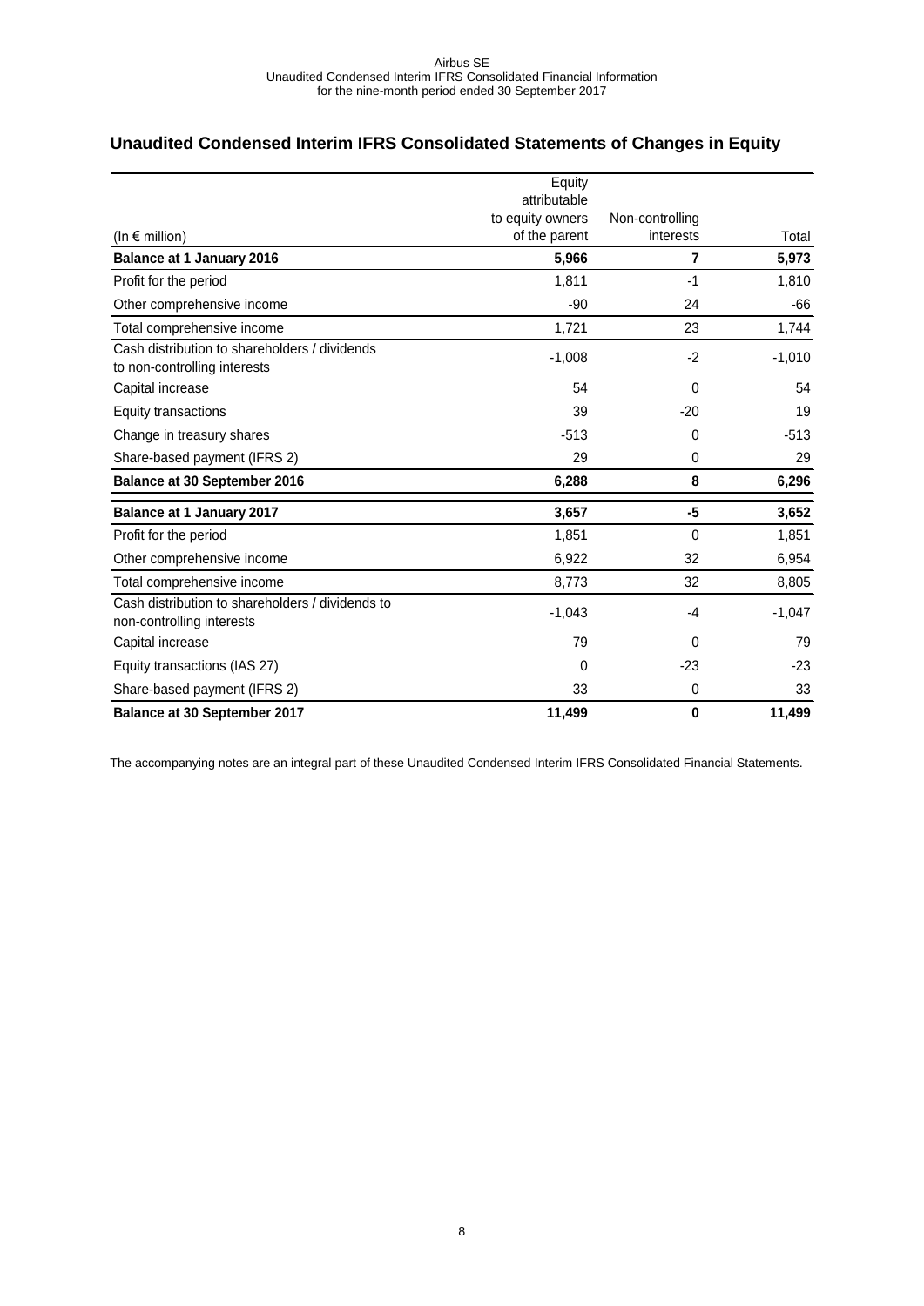## Unaudited Condensed Interim IFRS Consolidated Statements of Changes in Equity

| (In € million) | Equity attributable to equity owners of the parent | Non-controlling interests | Total |
|---|---|---|---|
| **Balance at 1 January 2016** | **5,966** | **7** | **5,973** |
| Profit for the period | 1,811 | -1 | 1,810 |
| Other comprehensive income | -90 | 24 | -66 |
| Total comprehensive income | 1,721 | 23 | 1,744 |
| Cash distribution to shareholders / dividends to non-controlling interests | -1,008 | -2 | -1,010 |
| Capital increase | 54 | 0 | 54 |
| Equity transactions | 39 | -20 | 19 |
| Change in treasury shares | -513 | 0 | -513 |
| Share-based payment (IFRS 2) | 29 | 0 | 29 |
| **Balance at 30 September 2016** | **6,288** | **8** | **6,296** |
| **Balance at 1 January 2017** | **3,657** | **-5** | **3,652** |
| Profit for the period | 1,851 | 0 | 1,851 |
| Other comprehensive income | 6,922 | 32 | 6,954 |
| Total comprehensive income | 8,773 | 32 | 8,805 |
| Cash distribution to shareholders / dividends to non-controlling interests | -1,043 | -4 | -1,047 |
| Capital increase | 79 | 0 | 79 |
| Equity transactions (IAS 27) | 0 | -23 | -23 |
| Share-based payment (IFRS 2) | 33 | 0 | 33 |
| **Balance at 30 September 2017** | **11,499** | **0** | **11,499** |

The accompanying notes are an integral part of these Unaudited Condensed Interim IFRS Consolidated Financial Statements.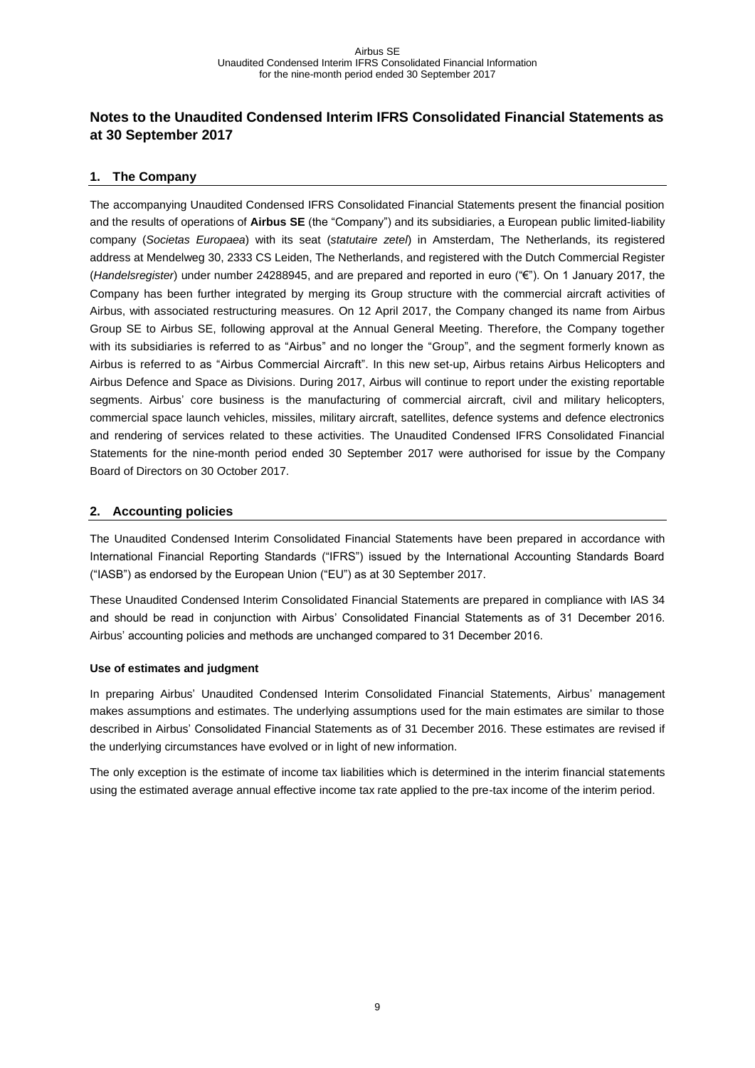# Notes to the Unaudited Condensed Interim IFRS Consolidated Financial Statements as at 30 September 2017

## 1. The Company

The accompanying Unaudited Condensed IFRS Consolidated Financial Statements present the financial position and the results of operations of **Airbus SE** (the "Company") and its subsidiaries, a European public limited-liability company (*Societas Europaea*) with its seat (*statutaire zetel*) in Amsterdam, The Netherlands, its registered address at Mendelweg 30, 2333 CS Leiden, The Netherlands, and registered with the Dutch Commercial Register (*Handelsregister*) under number 24288945, and are prepared and reported in euro ("€"). On 1 January 2017, the Company has been further integrated by merging its Group structure with the commercial aircraft activities of Airbus, with associated restructuring measures. On 12 April 2017, the Company changed its name from Airbus Group SE to Airbus SE, following approval at the Annual General Meeting. Therefore, the Company together with its subsidiaries is referred to as "Airbus" and no longer the "Group", and the segment formerly known as Airbus is referred to as "Airbus Commercial Aircraft". In this new set-up, Airbus retains Airbus Helicopters and Airbus Defence and Space as Divisions. During 2017, Airbus will continue to report under the existing reportable segments. Airbus' core business is the manufacturing of commercial aircraft, civil and military helicopters, commercial space launch vehicles, missiles, military aircraft, satellites, defence systems and defence electronics and rendering of services related to these activities. The Unaudited Condensed IFRS Consolidated Financial Statements for the nine-month period ended 30 September 2017 were authorised for issue by the Company Board of Directors on 30 October 2017.

## 2. Accounting policies

The Unaudited Condensed Interim Consolidated Financial Statements have been prepared in accordance with International Financial Reporting Standards ("IFRS") issued by the International Accounting Standards Board ("IASB") as endorsed by the European Union ("EU") as at 30 September 2017.

These Unaudited Condensed Interim Consolidated Financial Statements are prepared in compliance with IAS 34 and should be read in conjunction with Airbus' Consolidated Financial Statements as of 31 December 2016. Airbus' accounting policies and methods are unchanged compared to 31 December 2016.

### Use of estimates and judgment

In preparing Airbus' Unaudited Condensed Interim Consolidated Financial Statements, Airbus' management makes assumptions and estimates. The underlying assumptions used for the main estimates are similar to those described in Airbus' Consolidated Financial Statements as of 31 December 2016. These estimates are revised if the underlying circumstances have evolved or in light of new information.

The only exception is the estimate of income tax liabilities which is determined in the interim financial statements using the estimated average annual effective income tax rate applied to the pre-tax income of the interim period.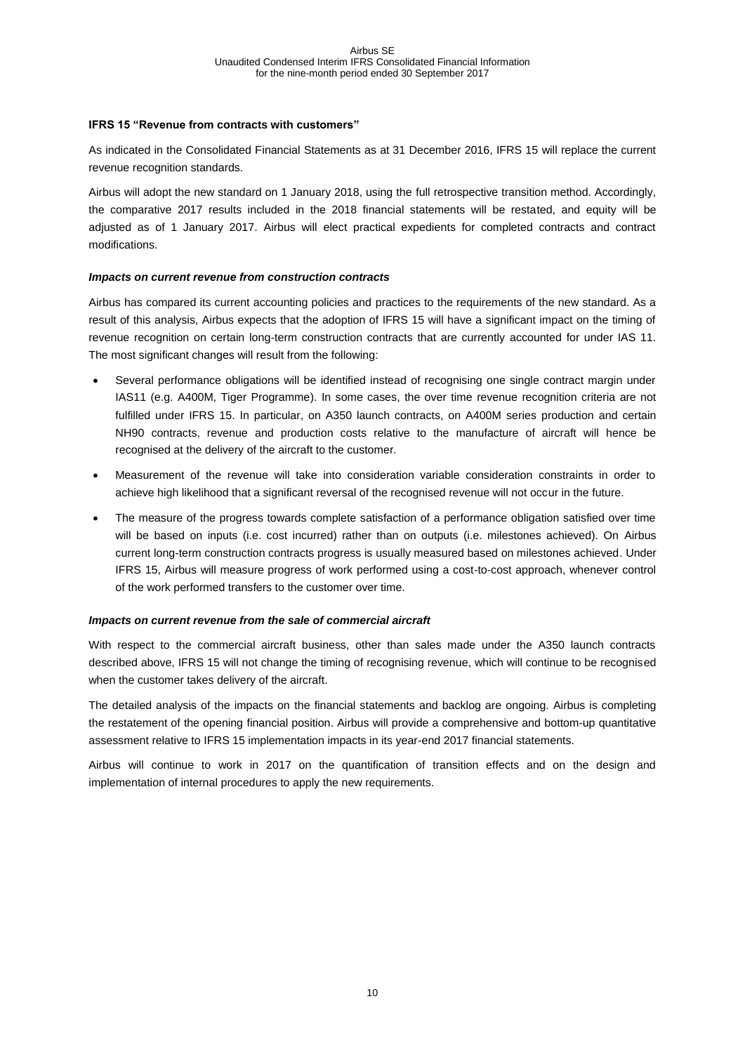**IFRS 15 "Revenue from contracts with customers"**

As indicated in the Consolidated Financial Statements as at 31 December 2016, IFRS 15 will replace the current revenue recognition standards.

Airbus will adopt the new standard on 1 January 2018, using the full retrospective transition method. Accordingly, the comparative 2017 results included in the 2018 financial statements will be restated, and equity will be adjusted as of 1 January 2017. Airbus will elect practical expedients for completed contracts and contract modifications.

***Impacts on current revenue from construction contracts***

Airbus has compared its current accounting policies and practices to the requirements of the new standard. As a result of this analysis, Airbus expects that the adoption of IFRS 15 will have a significant impact on the timing of revenue recognition on certain long-term construction contracts that are currently accounted for under IAS 11. The most significant changes will result from the following:

- Several performance obligations will be identified instead of recognising one single contract margin under IAS11 (e.g. A400M, Tiger Programme). In some cases, the over time revenue recognition criteria are not fulfilled under IFRS 15. In particular, on A350 launch contracts, on A400M series production and certain NH90 contracts, revenue and production costs relative to the manufacture of aircraft will hence be recognised at the delivery of the aircraft to the customer.
- Measurement of the revenue will take into consideration variable consideration constraints in order to achieve high likelihood that a significant reversal of the recognised revenue will not occur in the future.
- The measure of the progress towards complete satisfaction of a performance obligation satisfied over time will be based on inputs (i.e. cost incurred) rather than on outputs (i.e. milestones achieved). On Airbus current long-term construction contracts progress is usually measured based on milestones achieved. Under IFRS 15, Airbus will measure progress of work performed using a cost-to-cost approach, whenever control of the work performed transfers to the customer over time.

***Impacts on current revenue from the sale of commercial aircraft***

With respect to the commercial aircraft business, other than sales made under the A350 launch contracts described above, IFRS 15 will not change the timing of recognising revenue, which will continue to be recognised when the customer takes delivery of the aircraft.

The detailed analysis of the impacts on the financial statements and backlog are ongoing. Airbus is completing the restatement of the opening financial position. Airbus will provide a comprehensive and bottom-up quantitative assessment relative to IFRS 15 implementation impacts in its year-end 2017 financial statements.

Airbus will continue to work in 2017 on the quantification of transition effects and on the design and implementation of internal procedures to apply the new requirements.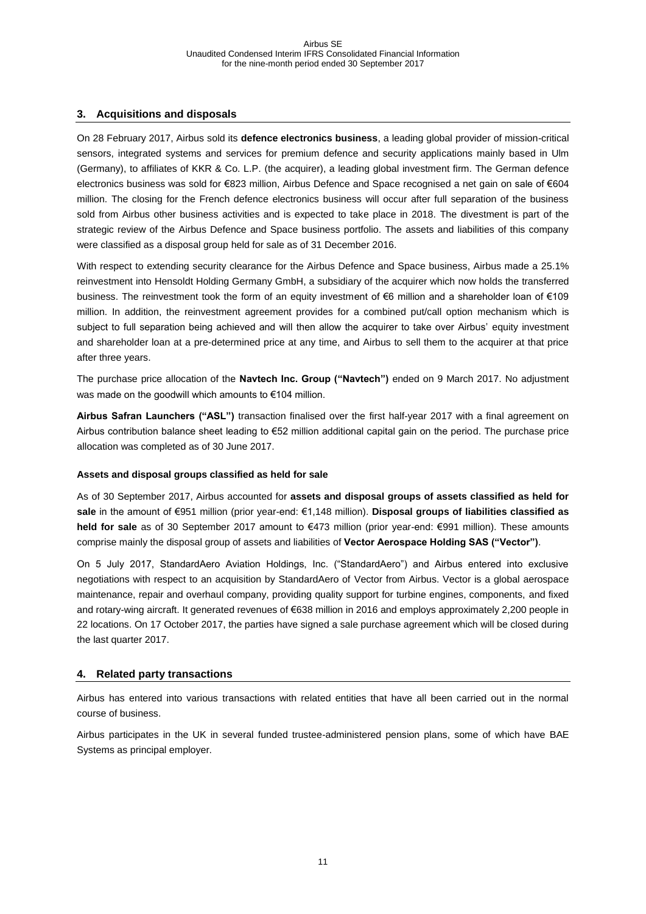## 3. Acquisitions and disposals

On 28 February 2017, Airbus sold its **defence electronics business**, a leading global provider of mission-critical sensors, integrated systems and services for premium defence and security applications mainly based in Ulm (Germany), to affiliates of KKR & Co. L.P. (the acquirer), a leading global investment firm. The German defence electronics business was sold for €823 million, Airbus Defence and Space recognised a net gain on sale of €604 million. The closing for the French defence electronics business will occur after full separation of the business sold from Airbus other business activities and is expected to take place in 2018. The divestment is part of the strategic review of the Airbus Defence and Space business portfolio. The assets and liabilities of this company were classified as a disposal group held for sale as of 31 December 2016.

With respect to extending security clearance for the Airbus Defence and Space business, Airbus made a 25.1% reinvestment into Hensoldt Holding Germany GmbH, a subsidiary of the acquirer which now holds the transferred business. The reinvestment took the form of an equity investment of €6 million and a shareholder loan of €109 million. In addition, the reinvestment agreement provides for a combined put/call option mechanism which is subject to full separation being achieved and will then allow the acquirer to take over Airbus' equity investment and shareholder loan at a pre-determined price at any time, and Airbus to sell them to the acquirer at that price after three years.

The purchase price allocation of the **Navtech Inc. Group ("Navtech")** ended on 9 March 2017. No adjustment was made on the goodwill which amounts to €104 million.

**Airbus Safran Launchers ("ASL")** transaction finalised over the first half-year 2017 with a final agreement on Airbus contribution balance sheet leading to €52 million additional capital gain on the period. The purchase price allocation was completed as of 30 June 2017.

**Assets and disposal groups classified as held for sale**

As of 30 September 2017, Airbus accounted for **assets and disposal groups of assets classified as held for sale** in the amount of €951 million (prior year-end: €1,148 million). **Disposal groups of liabilities classified as held for sale** as of 30 September 2017 amount to €473 million (prior year-end: €991 million). These amounts comprise mainly the disposal group of assets and liabilities of **Vector Aerospace Holding SAS ("Vector")**.

On 5 July 2017, StandardAero Aviation Holdings, Inc. ("StandardAero") and Airbus entered into exclusive negotiations with respect to an acquisition by StandardAero of Vector from Airbus. Vector is a global aerospace maintenance, repair and overhaul company, providing quality support for turbine engines, components, and fixed and rotary-wing aircraft. It generated revenues of €638 million in 2016 and employs approximately 2,200 people in 22 locations. On 17 October 2017, the parties have signed a sale purchase agreement which will be closed during the last quarter 2017.

## 4. Related party transactions

Airbus has entered into various transactions with related entities that have all been carried out in the normal course of business.

Airbus participates in the UK in several funded trustee-administered pension plans, some of which have BAE Systems as principal employer.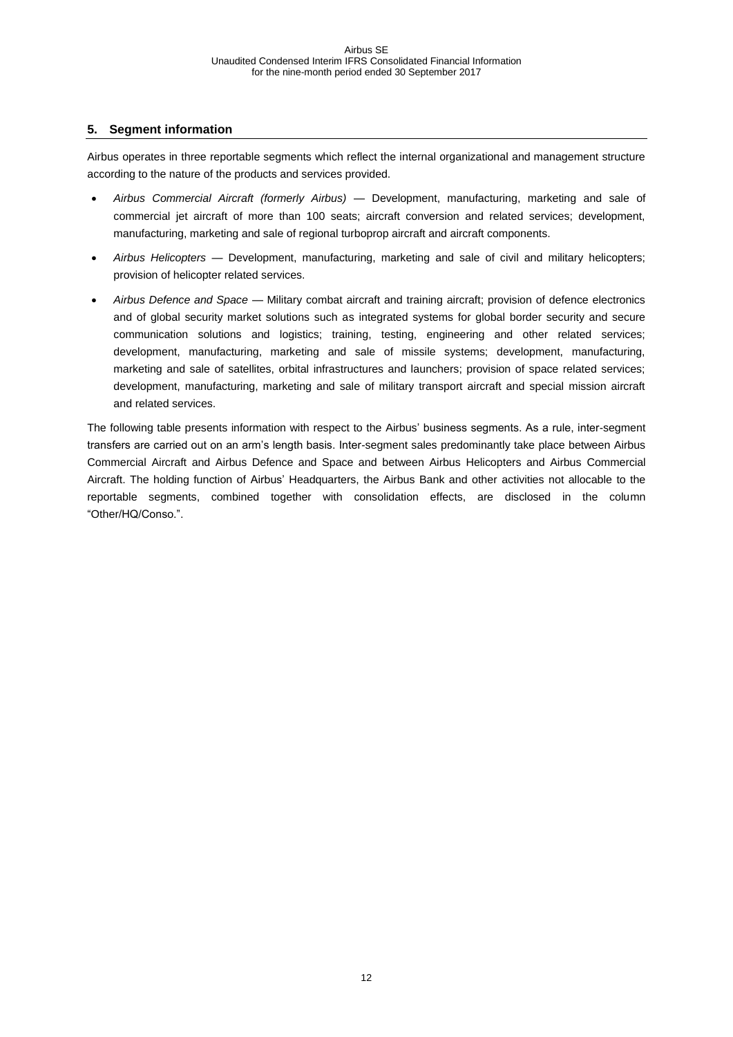## 5. Segment information

Airbus operates in three reportable segments which reflect the internal organizational and management structure according to the nature of the products and services provided.

- *Airbus Commercial Aircraft (formerly Airbus)* — Development, manufacturing, marketing and sale of commercial jet aircraft of more than 100 seats; aircraft conversion and related services; development, manufacturing, marketing and sale of regional turboprop aircraft and aircraft components.
- *Airbus Helicopters* — Development, manufacturing, marketing and sale of civil and military helicopters; provision of helicopter related services.
- *Airbus Defence and Space* — Military combat aircraft and training aircraft; provision of defence electronics and of global security market solutions such as integrated systems for global border security and secure communication solutions and logistics; training, testing, engineering and other related services; development, manufacturing, marketing and sale of missile systems; development, manufacturing, marketing and sale of satellites, orbital infrastructures and launchers; provision of space related services; development, manufacturing, marketing and sale of military transport aircraft and special mission aircraft and related services.

The following table presents information with respect to the Airbus' business segments. As a rule, inter-segment transfers are carried out on an arm's length basis. Inter-segment sales predominantly take place between Airbus Commercial Aircraft and Airbus Defence and Space and between Airbus Helicopters and Airbus Commercial Aircraft. The holding function of Airbus' Headquarters, the Airbus Bank and other activities not allocable to the reportable segments, combined together with consolidation effects, are disclosed in the column "Other/HQ/Conso.".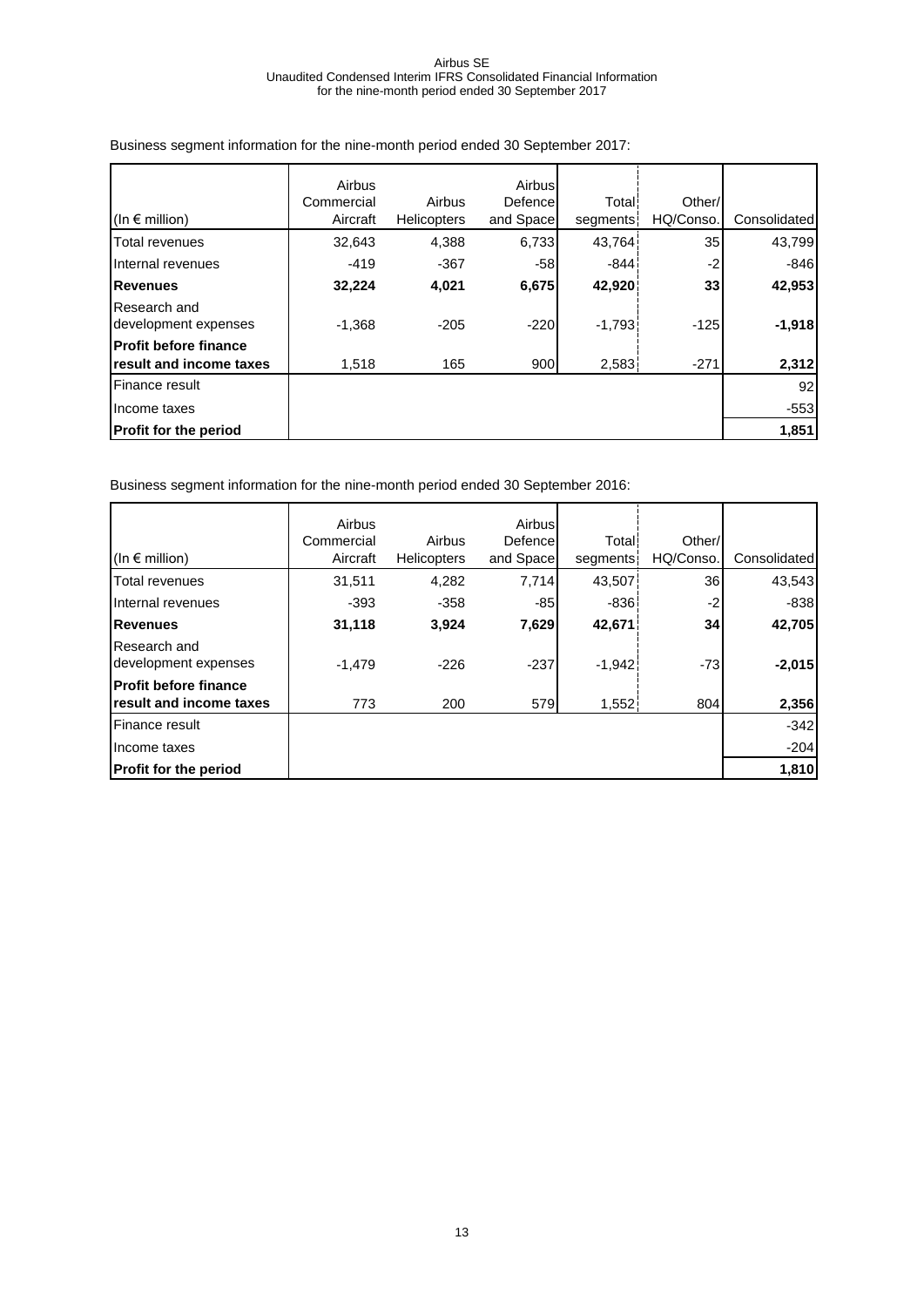Business segment information for the nine-month period ended 30 September 2017:

| (In € million) | Airbus Commercial Aircraft | Airbus Helicopters | Airbus Defence and Space | Total segments | Other/ HQ/Conso. | Consolidated |
|---|---|---|---|---|---|---|
| Total revenues | 32,643 | 4,388 | 6,733 | 43,764 | 35 | 43,799 |
| Internal revenues | -419 | -367 | -58 | -844 | -2 | -846 |
| **Revenues** | **32,224** | **4,021** | **6,675** | **42,920** | **33** | **42,953** |
| Research and development expenses | -1,368 | -205 | -220 | -1,793 | -125 | **-1,918** |
| **Profit before finance result and income taxes** | 1,518 | 165 | 900 | 2,583 | -271 | **2,312** |
| Finance result | | | | | | 92 |
| Income taxes | | | | | | -553 |
| **Profit for the period** | | | | | | **1,851** |

Business segment information for the nine-month period ended 30 September 2016:

| (In € million) | Airbus Commercial Aircraft | Airbus Helicopters | Airbus Defence and Space | Total segments | Other/ HQ/Conso. | Consolidated |
|---|---|---|---|---|---|---|
| Total revenues | 31,511 | 4,282 | 7,714 | 43,507 | 36 | 43,543 |
| Internal revenues | -393 | -358 | -85 | -836 | -2 | -838 |
| **Revenues** | **31,118** | **3,924** | **7,629** | **42,671** | **34** | **42,705** |
| Research and development expenses | -1,479 | -226 | -237 | -1,942 | -73 | **-2,015** |
| **Profit before finance result and income taxes** | 773 | 200 | 579 | 1,552 | 804 | **2,356** |
| Finance result | | | | | | -342 |
| Income taxes | | | | | | -204 |
| **Profit for the period** | | | | | | **1,810** |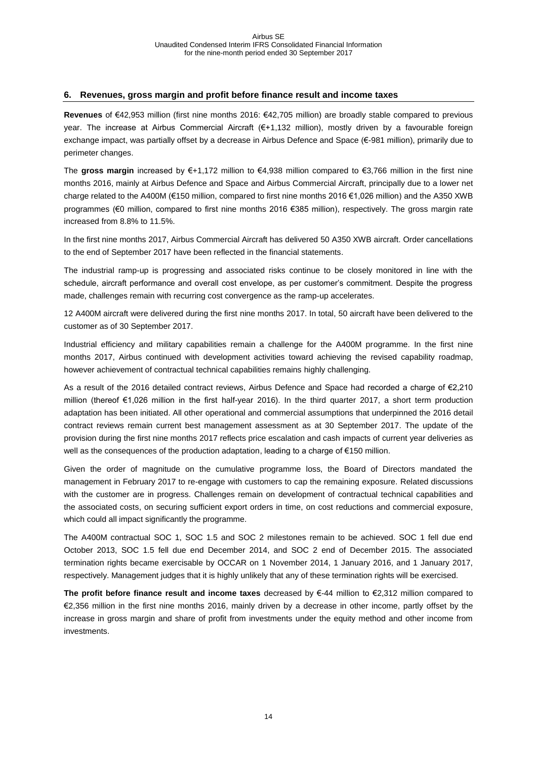## 6. Revenues, gross margin and profit before finance result and income taxes

**Revenues** of €42,953 million (first nine months 2016: €42,705 million) are broadly stable compared to previous year. The increase at Airbus Commercial Aircraft (€+1,132 million), mostly driven by a favourable foreign exchange impact, was partially offset by a decrease in Airbus Defence and Space (€-981 million), primarily due to perimeter changes.

The **gross margin** increased by €+1,172 million to €4,938 million compared to €3,766 million in the first nine months 2016, mainly at Airbus Defence and Space and Airbus Commercial Aircraft, principally due to a lower net charge related to the A400M (€150 million, compared to first nine months 2016 €1,026 million) and the A350 XWB programmes (€0 million, compared to first nine months 2016 €385 million), respectively. The gross margin rate increased from 8.8% to 11.5%.

In the first nine months 2017, Airbus Commercial Aircraft has delivered 50 A350 XWB aircraft. Order cancellations to the end of September 2017 have been reflected in the financial statements.

The industrial ramp-up is progressing and associated risks continue to be closely monitored in line with the schedule, aircraft performance and overall cost envelope, as per customer's commitment. Despite the progress made, challenges remain with recurring cost convergence as the ramp-up accelerates.

12 A400M aircraft were delivered during the first nine months 2017. In total, 50 aircraft have been delivered to the customer as of 30 September 2017.

Industrial efficiency and military capabilities remain a challenge for the A400M programme. In the first nine months 2017, Airbus continued with development activities toward achieving the revised capability roadmap, however achievement of contractual technical capabilities remains highly challenging.

As a result of the 2016 detailed contract reviews, Airbus Defence and Space had recorded a charge of €2,210 million (thereof €1,026 million in the first half-year 2016). In the third quarter 2017, a short term production adaptation has been initiated. All other operational and commercial assumptions that underpinned the 2016 detail contract reviews remain current best management assessment as at 30 September 2017. The update of the provision during the first nine months 2017 reflects price escalation and cash impacts of current year deliveries as well as the consequences of the production adaptation, leading to a charge of €150 million.

Given the order of magnitude on the cumulative programme loss, the Board of Directors mandated the management in February 2017 to re-engage with customers to cap the remaining exposure. Related discussions with the customer are in progress. Challenges remain on development of contractual technical capabilities and the associated costs, on securing sufficient export orders in time, on cost reductions and commercial exposure, which could all impact significantly the programme.

The A400M contractual SOC 1, SOC 1.5 and SOC 2 milestones remain to be achieved. SOC 1 fell due end October 2013, SOC 1.5 fell due end December 2014, and SOC 2 end of December 2015. The associated termination rights became exercisable by OCCAR on 1 November 2014, 1 January 2016, and 1 January 2017, respectively. Management judges that it is highly unlikely that any of these termination rights will be exercised.

**The profit before finance result and income taxes** decreased by €-44 million to €2,312 million compared to €2,356 million in the first nine months 2016, mainly driven by a decrease in other income, partly offset by the increase in gross margin and share of profit from investments under the equity method and other income from investments.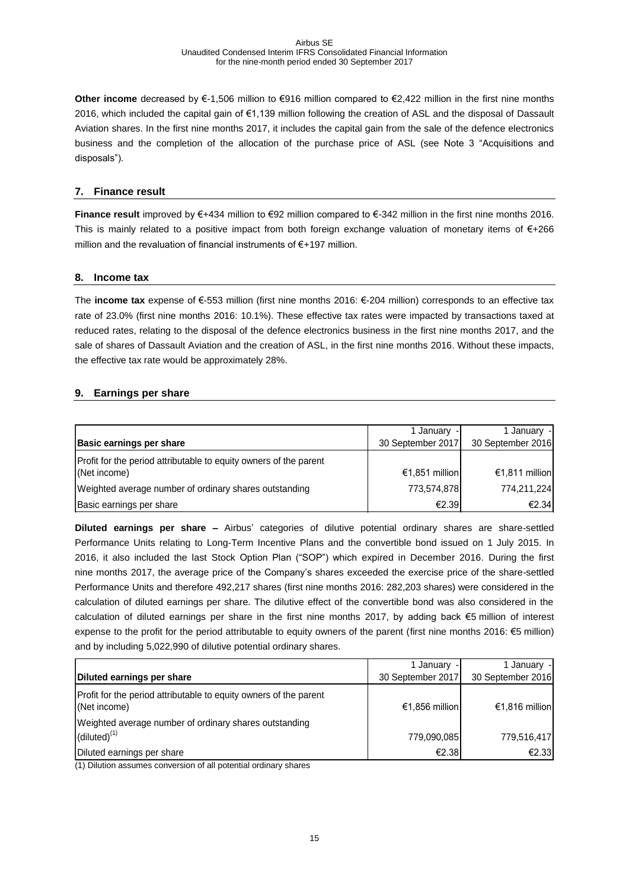**Other income** decreased by €-1,506 million to €916 million compared to €2,422 million in the first nine months 2016, which included the capital gain of €1,139 million following the creation of ASL and the disposal of Dassault Aviation shares. In the first nine months 2017, it includes the capital gain from the sale of the defence electronics business and the completion of the allocation of the purchase price of ASL (see Note 3 "Acquisitions and disposals").

## 7. Finance result

**Finance result** improved by €+434 million to €92 million compared to €-342 million in the first nine months 2016. This is mainly related to a positive impact from both foreign exchange valuation of monetary items of €+266 million and the revaluation of financial instruments of €+197 million.

## 8. Income tax

The **income tax** expense of €-553 million (first nine months 2016: €-204 million) corresponds to an effective tax rate of 23.0% (first nine months 2016: 10.1%). These effective tax rates were impacted by transactions taxed at reduced rates, relating to the disposal of the defence electronics business in the first nine months 2017, and the sale of shares of Dassault Aviation and the creation of ASL, in the first nine months 2016. Without these impacts, the effective tax rate would be approximately 28%.

## 9. Earnings per share

| Basic earnings per share | 1 January - 30 September 2017 | 1 January - 30 September 2016 |
|---|---|---|
| Profit for the period attributable to equity owners of the parent (Net income) | €1,851 million | €1,811 million |
| Weighted average number of ordinary shares outstanding | 773,574,878 | 774,211,224 |
| Basic earnings per share | €2.39 | €2.34 |

**Diluted earnings per share –** Airbus' categories of dilutive potential ordinary shares are share-settled Performance Units relating to Long-Term Incentive Plans and the convertible bond issued on 1 July 2015. In 2016, it also included the last Stock Option Plan ("SOP") which expired in December 2016. During the first nine months 2017, the average price of the Company's shares exceeded the exercise price of the share-settled Performance Units and therefore 492,217 shares (first nine months 2016: 282,203 shares) were considered in the calculation of diluted earnings per share. The dilutive effect of the convertible bond was also considered in the calculation of diluted earnings per share in the first nine months 2017, by adding back €5 million of interest expense to the profit for the period attributable to equity owners of the parent (first nine months 2016: €5 million) and by including 5,022,990 of dilutive potential ordinary shares.

| Diluted earnings per share | 1 January - 30 September 2017 | 1 January - 30 September 2016 |
|---|---|---|
| Profit for the period attributable to equity owners of the parent (Net income) | €1,856 million | €1,816 million |
| Weighted average number of ordinary shares outstanding (diluted)[(1)] | 779,090,085 | 779,516,417 |
| Diluted earnings per share | €2.38 | €2.33 |

(1) Dilution assumes conversion of all potential ordinary shares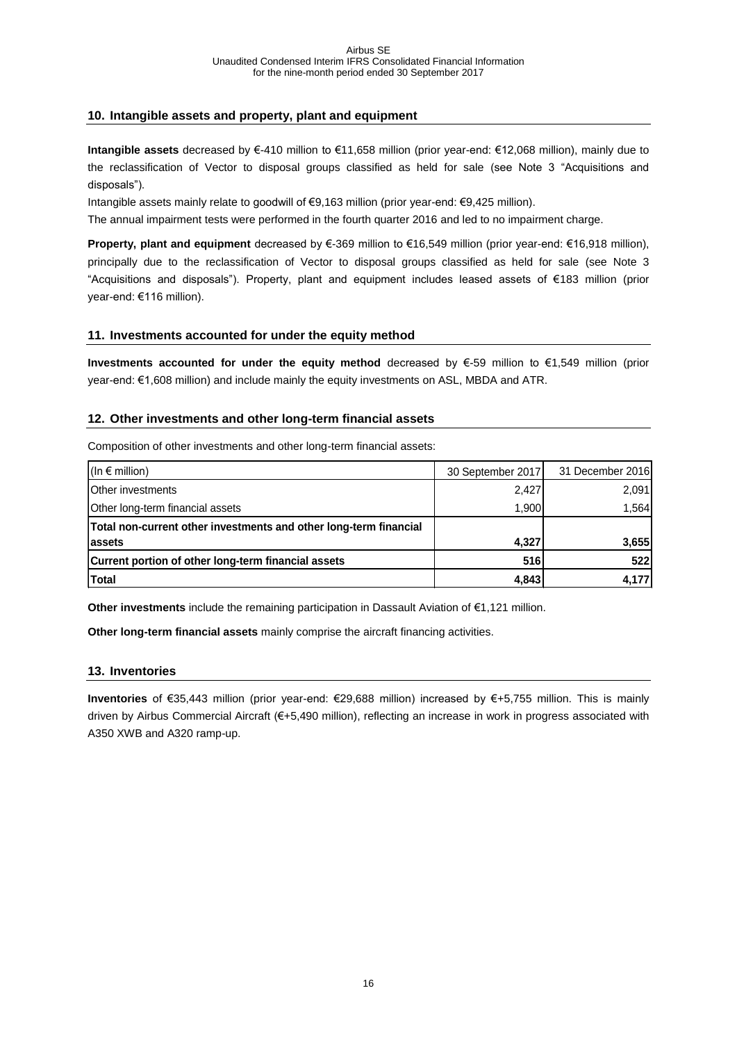## 10. Intangible assets and property, plant and equipment

**Intangible assets** decreased by €-410 million to €11,658 million (prior year-end: €12,068 million), mainly due to the reclassification of Vector to disposal groups classified as held for sale (see Note 3 "Acquisitions and disposals").

Intangible assets mainly relate to goodwill of €9,163 million (prior year-end: €9,425 million).

The annual impairment tests were performed in the fourth quarter 2016 and led to no impairment charge.

**Property, plant and equipment** decreased by €-369 million to €16,549 million (prior year-end: €16,918 million), principally due to the reclassification of Vector to disposal groups classified as held for sale (see Note 3 "Acquisitions and disposals"). Property, plant and equipment includes leased assets of €183 million (prior year-end: €116 million).

## 11. Investments accounted for under the equity method

**Investments accounted for under the equity method** decreased by €-59 million to €1,549 million (prior year-end: €1,608 million) and include mainly the equity investments on ASL, MBDA and ATR.

## 12. Other investments and other long-term financial assets

Composition of other investments and other long-term financial assets:

| (In € million) | 30 September 2017 | 31 December 2016 |
|---|---|---|
| Other investments | 2,427 | 2,091 |
| Other long-term financial assets | 1,900 | 1,564 |
| **Total non-current other investments and other long-term financial assets** | **4,327** | **3,655** |
| **Current portion of other long-term financial assets** | **516** | **522** |
| **Total** | **4,843** | **4,177** |

**Other investments** include the remaining participation in Dassault Aviation of €1,121 million.

**Other long-term financial assets** mainly comprise the aircraft financing activities.

## 13. Inventories

**Inventories** of €35,443 million (prior year-end: €29,688 million) increased by €+5,755 million. This is mainly driven by Airbus Commercial Aircraft (€+5,490 million), reflecting an increase in work in progress associated with A350 XWB and A320 ramp-up.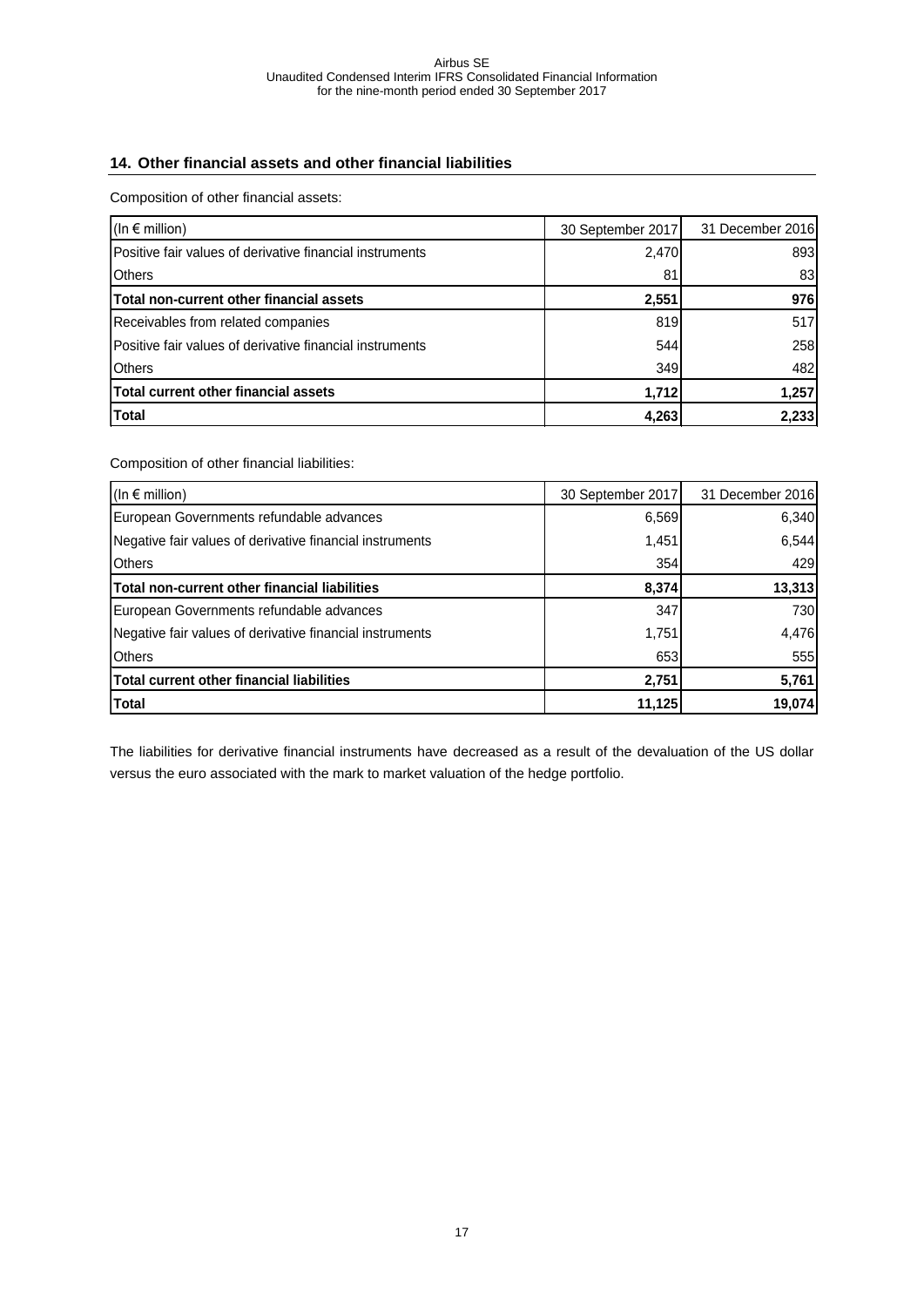## 14. Other financial assets and other financial liabilities

Composition of other financial assets:

| (In € million) | 30 September 2017 | 31 December 2016 |
|---|---|---|
| Positive fair values of derivative financial instruments | 2,470 | 893 |
| Others | 81 | 83 |
| **Total non-current other financial assets** | **2,551** | **976** |
| Receivables from related companies | 819 | 517 |
| Positive fair values of derivative financial instruments | 544 | 258 |
| Others | 349 | 482 |
| **Total current other financial assets** | **1,712** | **1,257** |
| **Total** | **4,263** | **2,233** |

Composition of other financial liabilities:

| (In € million) | 30 September 2017 | 31 December 2016 |
|---|---|---|
| European Governments refundable advances | 6,569 | 6,340 |
| Negative fair values of derivative financial instruments | 1,451 | 6,544 |
| Others | 354 | 429 |
| **Total non-current other financial liabilities** | **8,374** | **13,313** |
| European Governments refundable advances | 347 | 730 |
| Negative fair values of derivative financial instruments | 1,751 | 4,476 |
| Others | 653 | 555 |
| **Total current other financial liabilities** | **2,751** | **5,761** |
| **Total** | **11,125** | **19,074** |

The liabilities for derivative financial instruments have decreased as a result of the devaluation of the US dollar versus the euro associated with the mark to market valuation of the hedge portfolio.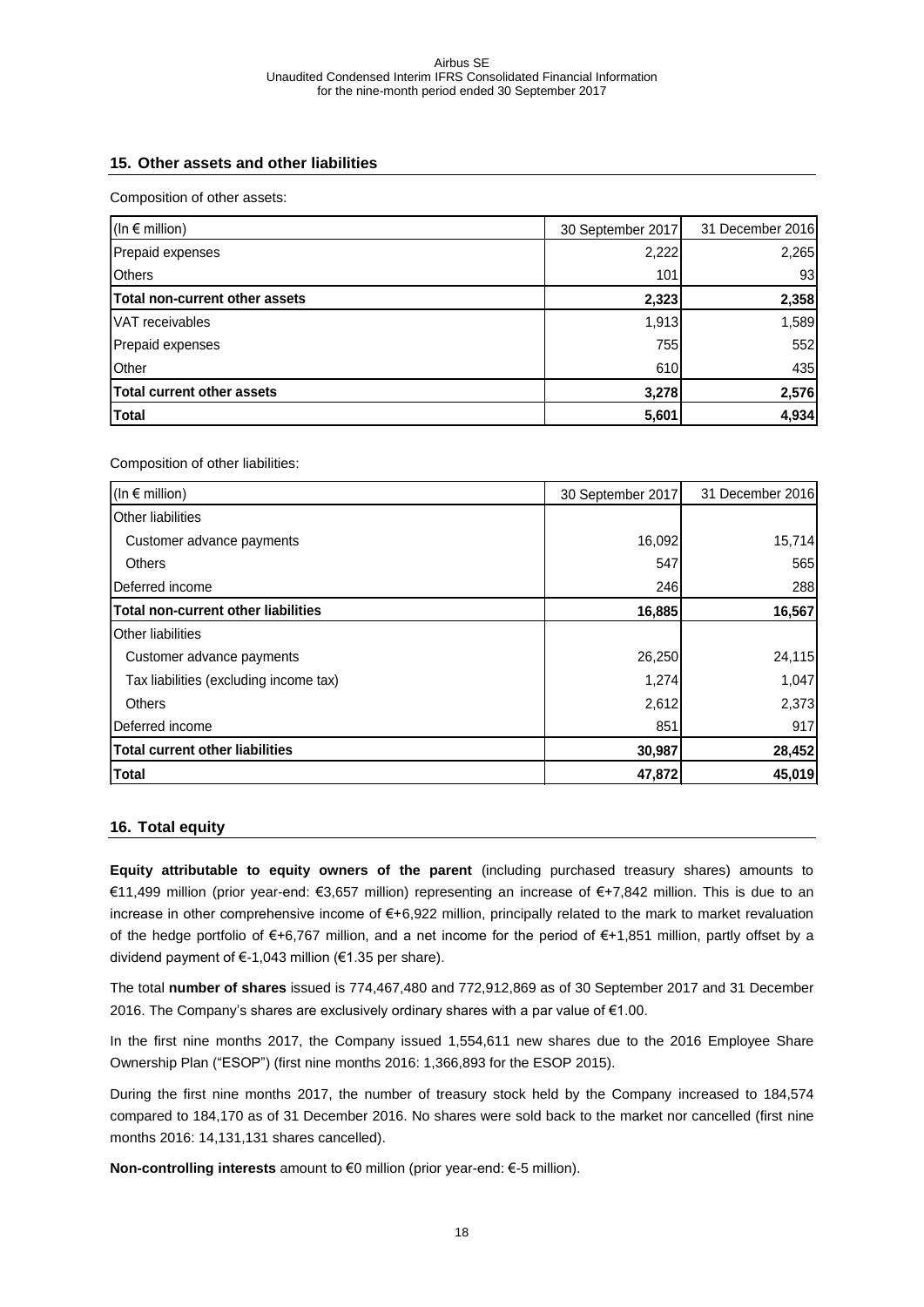## 15. Other assets and other liabilities

Composition of other assets:

| (In € million) | 30 September 2017 | 31 December 2016 |
|---|---|---|
| Prepaid expenses | 2,222 | 2,265 |
| Others | 101 | 93 |
| **Total non-current other assets** | **2,323** | **2,358** |
| VAT receivables | 1,913 | 1,589 |
| Prepaid expenses | 755 | 552 |
| Other | 610 | 435 |
| **Total current other assets** | **3,278** | **2,576** |
| **Total** | **5,601** | **4,934** |

Composition of other liabilities:

| (In € million) | 30 September 2017 | 31 December 2016 |
|---|---|---|
| Other liabilities | | |
| Customer advance payments | 16,092 | 15,714 |
| Others | 547 | 565 |
| Deferred income | 246 | 288 |
| **Total non-current other liabilities** | **16,885** | **16,567** |
| Other liabilities | | |
| Customer advance payments | 26,250 | 24,115 |
| Tax liabilities (excluding income tax) | 1,274 | 1,047 |
| Others | 2,612 | 2,373 |
| Deferred income | 851 | 917 |
| **Total current other liabilities** | **30,987** | **28,452** |
| **Total** | **47,872** | **45,019** |

## 16. Total equity

**Equity attributable to equity owners of the parent** (including purchased treasury shares) amounts to €11,499 million (prior year-end: €3,657 million) representing an increase of €+7,842 million. This is due to an increase in other comprehensive income of €+6,922 million, principally related to the mark to market revaluation of the hedge portfolio of €+6,767 million, and a net income for the period of €+1,851 million, partly offset by a dividend payment of €-1,043 million (€1.35 per share).

The total **number of shares** issued is 774,467,480 and 772,912,869 as of 30 September 2017 and 31 December 2016. The Company's shares are exclusively ordinary shares with a par value of €1.00.

In the first nine months 2017, the Company issued 1,554,611 new shares due to the 2016 Employee Share Ownership Plan ("ESOP") (first nine months 2016: 1,366,893 for the ESOP 2015).

During the first nine months 2017, the number of treasury stock held by the Company increased to 184,574 compared to 184,170 as of 31 December 2016. No shares were sold back to the market nor cancelled (first nine months 2016: 14,131,131 shares cancelled).

**Non-controlling interests** amount to €0 million (prior year-end: €-5 million).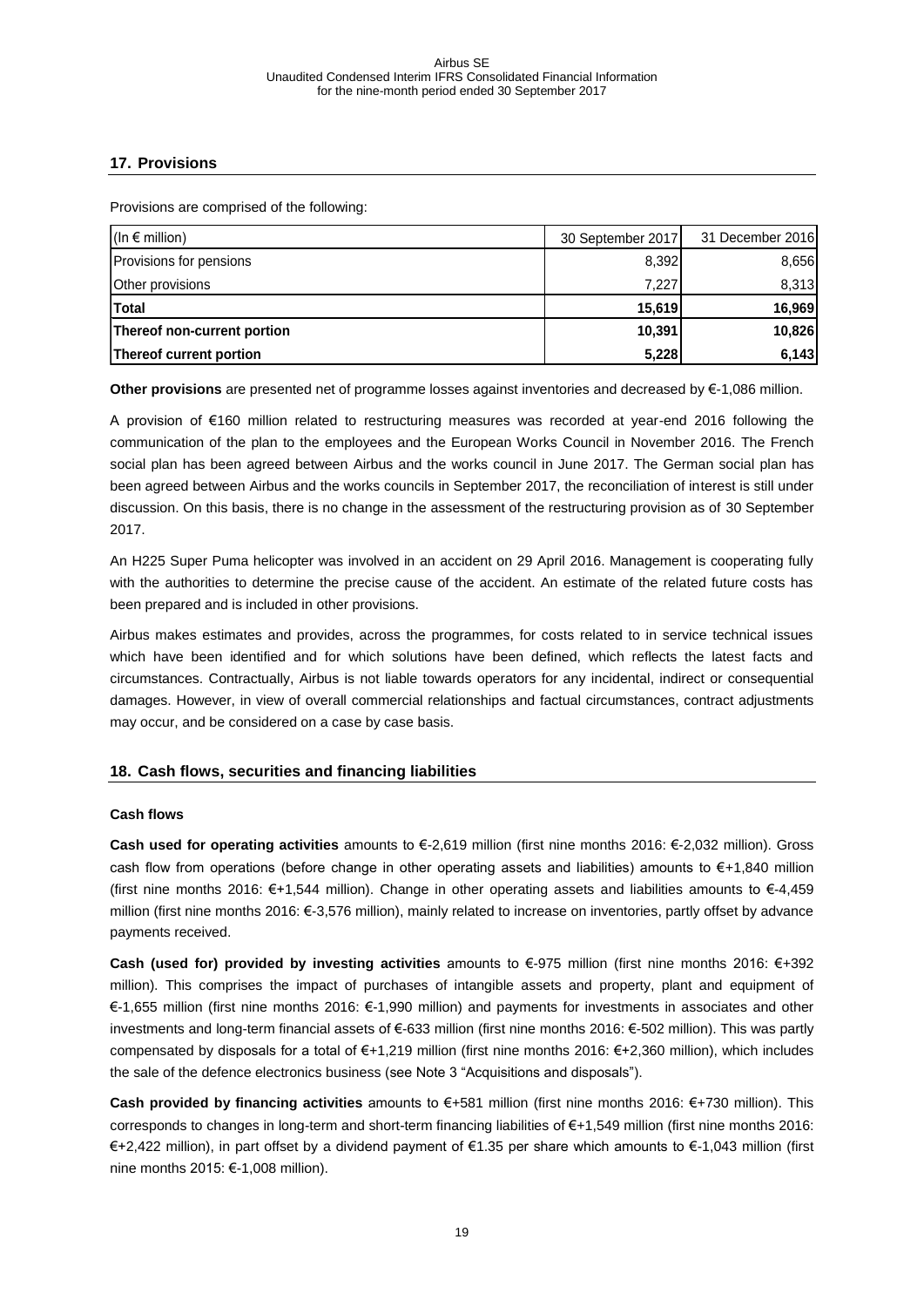## 17. Provisions

Provisions are comprised of the following:

| (In € million) | 30 September 2017 | 31 December 2016 |
|---|---|---|
| Provisions for pensions | 8,392 | 8,656 |
| Other provisions | 7,227 | 8,313 |
| **Total** | **15,619** | **16,969** |
| **Thereof non-current portion** | **10,391** | **10,826** |
| **Thereof current portion** | **5,228** | **6,143** |

**Other provisions** are presented net of programme losses against inventories and decreased by €-1,086 million.

A provision of €160 million related to restructuring measures was recorded at year-end 2016 following the communication of the plan to the employees and the European Works Council in November 2016. The French social plan has been agreed between Airbus and the works council in June 2017. The German social plan has been agreed between Airbus and the works councils in September 2017, the reconciliation of interest is still under discussion. On this basis, there is no change in the assessment of the restructuring provision as of 30 September 2017.

An H225 Super Puma helicopter was involved in an accident on 29 April 2016. Management is cooperating fully with the authorities to determine the precise cause of the accident. An estimate of the related future costs has been prepared and is included in other provisions.

Airbus makes estimates and provides, across the programmes, for costs related to in service technical issues which have been identified and for which solutions have been defined, which reflects the latest facts and circumstances. Contractually, Airbus is not liable towards operators for any incidental, indirect or consequential damages. However, in view of overall commercial relationships and factual circumstances, contract adjustments may occur, and be considered on a case by case basis.

## 18. Cash flows, securities and financing liabilities

### Cash flows

**Cash used for operating activities** amounts to €-2,619 million (first nine months 2016: €-2,032 million). Gross cash flow from operations (before change in other operating assets and liabilities) amounts to €+1,840 million (first nine months 2016: €+1,544 million). Change in other operating assets and liabilities amounts to €-4,459 million (first nine months 2016: €-3,576 million), mainly related to increase on inventories, partly offset by advance payments received.

**Cash (used for) provided by investing activities** amounts to €-975 million (first nine months 2016: €+392 million). This comprises the impact of purchases of intangible assets and property, plant and equipment of €-1,655 million (first nine months 2016: €-1,990 million) and payments for investments in associates and other investments and long-term financial assets of €-633 million (first nine months 2016: €-502 million). This was partly compensated by disposals for a total of €+1,219 million (first nine months 2016: €+2,360 million), which includes the sale of the defence electronics business (see Note 3 "Acquisitions and disposals").

**Cash provided by financing activities** amounts to €+581 million (first nine months 2016: €+730 million). This corresponds to changes in long-term and short-term financing liabilities of €+1,549 million (first nine months 2016: €+2,422 million), in part offset by a dividend payment of €1.35 per share which amounts to €-1,043 million (first nine months 2015: €-1,008 million).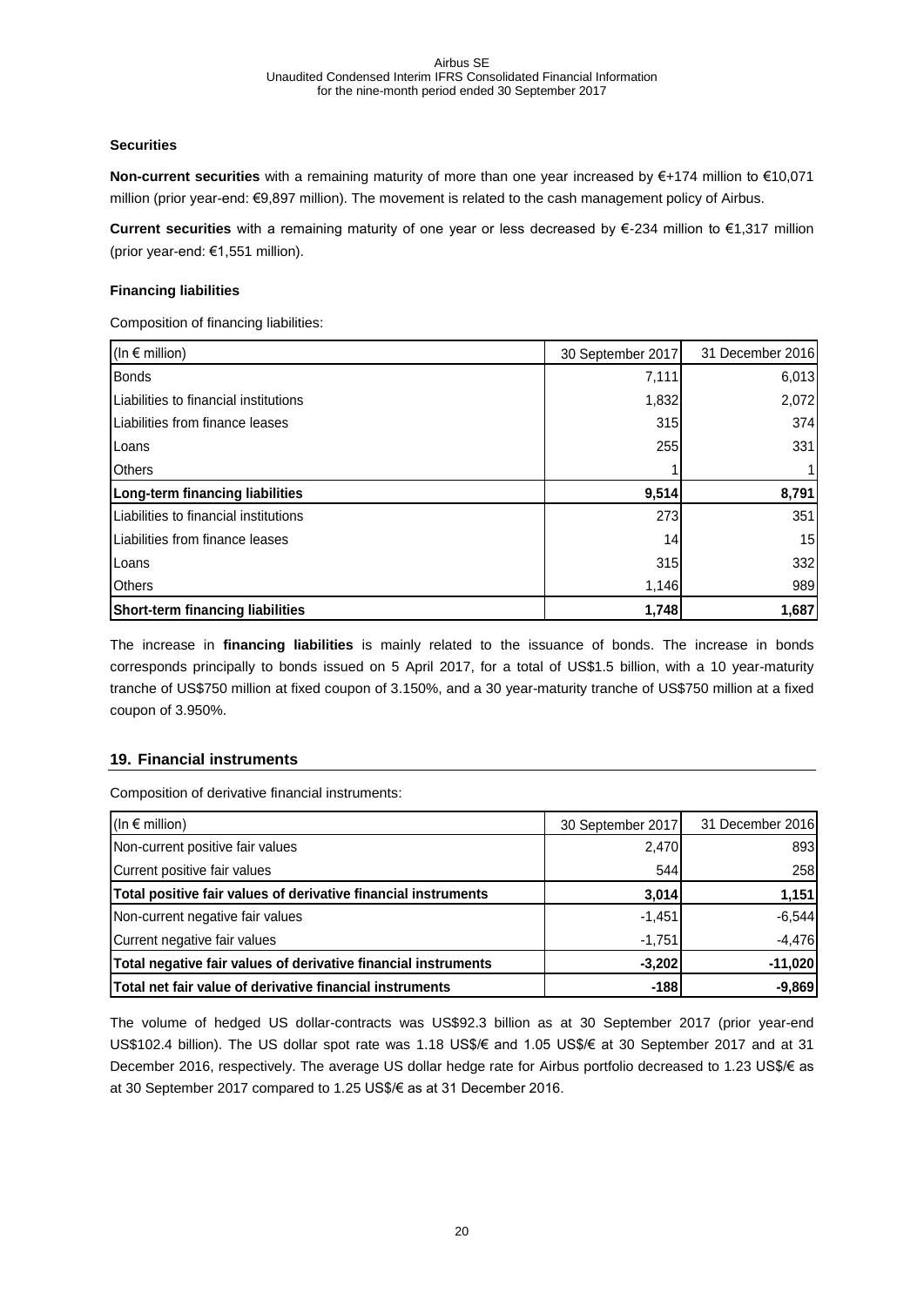### Securities

**Non-current securities** with a remaining maturity of more than one year increased by €+174 million to €10,071 million (prior year-end: €9,897 million). The movement is related to the cash management policy of Airbus.

**Current securities** with a remaining maturity of one year or less decreased by €-234 million to €1,317 million (prior year-end: €1,551 million).

### Financing liabilities

Composition of financing liabilities:

| (In € million) | 30 September 2017 | 31 December 2016 |
|---|---|---|
| Bonds | 7,111 | 6,013 |
| Liabilities to financial institutions | 1,832 | 2,072 |
| Liabilities from finance leases | 315 | 374 |
| Loans | 255 | 331 |
| Others | 1 | 1 |
| **Long-term financing liabilities** | **9,514** | **8,791** |
| Liabilities to financial institutions | 273 | 351 |
| Liabilities from finance leases | 14 | 15 |
| Loans | 315 | 332 |
| Others | 1,146 | 989 |
| **Short-term financing liabilities** | **1,748** | **1,687** |

The increase in **financing liabilities** is mainly related to the issuance of bonds. The increase in bonds corresponds principally to bonds issued on 5 April 2017, for a total of US$1.5 billion, with a 10 year-maturity tranche of US$750 million at fixed coupon of 3.150%, and a 30 year-maturity tranche of US$750 million at a fixed coupon of 3.950%.

## 19. Financial instruments

Composition of derivative financial instruments:

| (In € million) | 30 September 2017 | 31 December 2016 |
|---|---|---|
| Non-current positive fair values | 2,470 | 893 |
| Current positive fair values | 544 | 258 |
| **Total positive fair values of derivative financial instruments** | **3,014** | **1,151** |
| Non-current negative fair values | -1,451 | -6,544 |
| Current negative fair values | -1,751 | -4,476 |
| **Total negative fair values of derivative financial instruments** | **-3,202** | **-11,020** |
| **Total net fair value of derivative financial instruments** | **-188** | **-9,869** |

The volume of hedged US dollar-contracts was US$92.3 billion as at 30 September 2017 (prior year-end US$102.4 billion). The US dollar spot rate was 1.18 US$/€ and 1.05 US$/€ at 30 September 2017 and at 31 December 2016, respectively. The average US dollar hedge rate for Airbus portfolio decreased to 1.23 US$/€ as at 30 September 2017 compared to 1.25 US$/€ as at 31 December 2016.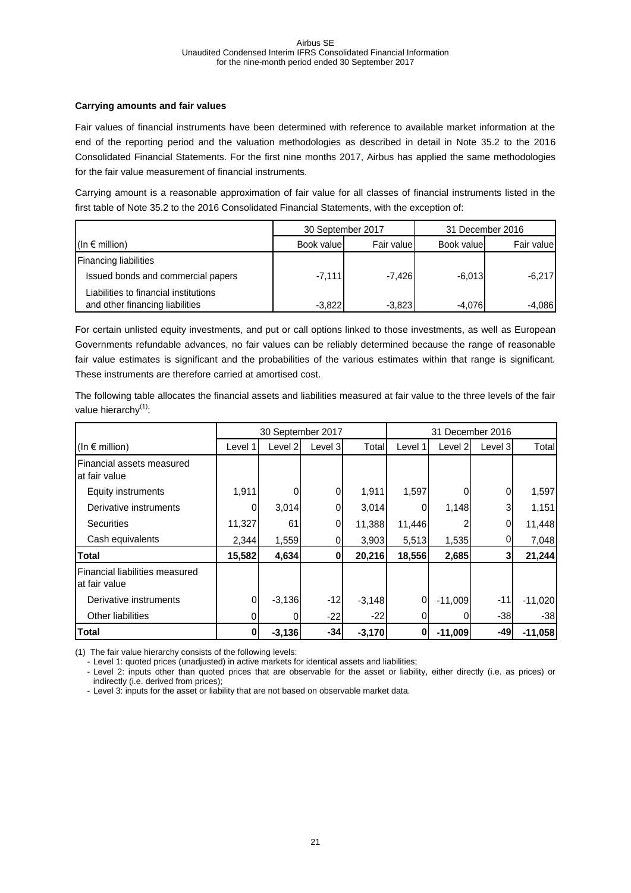**Carrying amounts and fair values**

Fair values of financial instruments have been determined with reference to available market information at the end of the reporting period and the valuation methodologies as described in detail in Note 35.2 to the 2016 Consolidated Financial Statements. For the first nine months 2017, Airbus has applied the same methodologies for the fair value measurement of financial instruments.

Carrying amount is a reasonable approximation of fair value for all classes of financial instruments listed in the first table of Note 35.2 to the 2016 Consolidated Financial Statements, with the exception of:

| | 30 September 2017 | | 31 December 2016 | |
|---|---|---|---|---|
| (In € million) | Book value | Fair value | Book value | Fair value |
| Financing liabilities | | | | |
| Issued bonds and commercial papers | -7,111 | -7,426 | -6,013 | -6,217 |
| Liabilities to financial institutions and other financing liabilities | -3,822 | -3,823 | -4,076 | -4,086 |

For certain unlisted equity investments, and put or call options linked to those investments, as well as European Governments refundable advances, no fair values can be reliably determined because the range of reasonable fair value estimates is significant and the probabilities of the various estimates within that range is significant. These instruments are therefore carried at amortised cost.

The following table allocates the financial assets and liabilities measured at fair value to the three levels of the fair value hierarchy[(1)]:

| | 30 September 2017 | | | | 31 December 2016 | | | |
|---|---|---|---|---|---|---|---|---|
| (In € million) | Level 1 | Level 2 | Level 3 | Total | Level 1 | Level 2 | Level 3 | Total |
| Financial assets measured at fair value | | | | | | | | |
| Equity instruments | 1,911 | 0 | 0 | 1,911 | 1,597 | 0 | 0 | 1,597 |
| Derivative instruments | 0 | 3,014 | 0 | 3,014 | 0 | 1,148 | 3 | 1,151 |
| Securities | 11,327 | 61 | 0 | 11,388 | 11,446 | 2 | 0 | 11,448 |
| Cash equivalents | 2,344 | 1,559 | 0 | 3,903 | 5,513 | 1,535 | 0 | 7,048 |
| **Total** | **15,582** | **4,634** | **0** | **20,216** | **18,556** | **2,685** | **3** | **21,244** |
| Financial liabilities measured at fair value | | | | | | | | |
| Derivative instruments | 0 | -3,136 | -12 | -3,148 | 0 | -11,009 | -11 | -11,020 |
| Other liabilities | 0 | 0 | -22 | -22 | 0 | 0 | -38 | -38 |
| **Total** | **0** | **-3,136** | **-34** | **-3,170** | **0** | **-11,009** | **-49** | **-11,058** |

(1) The fair value hierarchy consists of the following levels:
- Level 1: quoted prices (unadjusted) in active markets for identical assets and liabilities;
- Level 2: inputs other than quoted prices that are observable for the asset or liability, either directly (i.e. as prices) or indirectly (i.e. derived from prices);
- Level 3: inputs for the asset or liability that are not based on observable market data.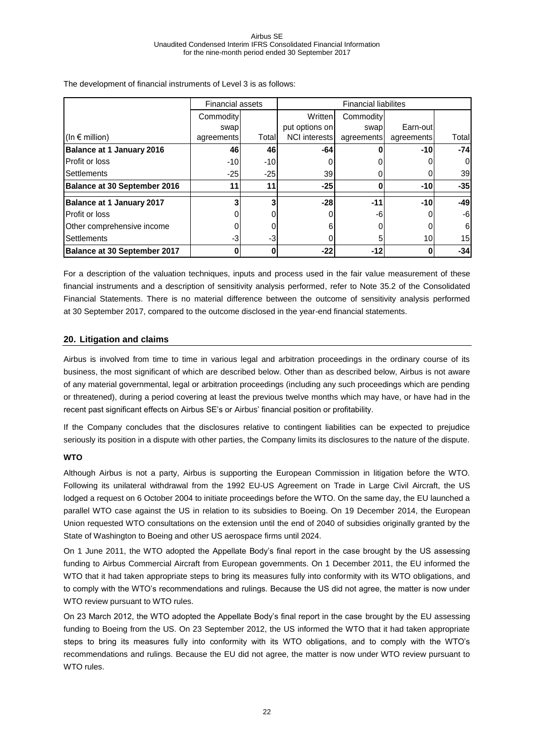The development of financial instruments of Level 3 is as follows:

| | Financial assets | | Financial liabilites | | | |
|---|---|---|---|---|---|---|
| (In € million) | Commodity swap agreements | Total | Written put options on NCI interests | Commodity swap agreements | Earn-out agreements | Total |
| **Balance at 1 January 2016** | **46** | **46** | **-64** | **0** | **-10** | **-74** |
| Profit or loss | -10 | -10 | 0 | 0 | 0 | 0 |
| Settlements | -25 | -25 | 39 | 0 | 0 | 39 |
| **Balance at 30 September 2016** | **11** | **11** | **-25** | **0** | **-10** | **-35** |
| **Balance at 1 January 2017** | **3** | **3** | **-28** | **-11** | **-10** | **-49** |
| Profit or loss | 0 | 0 | 0 | -6 | 0 | -6 |
| Other comprehensive income | 0 | 0 | 6 | 0 | 0 | 6 |
| Settlements | -3 | -3 | 0 | 5 | 10 | 15 |
| **Balance at 30 September 2017** | **0** | **0** | **-22** | **-12** | **0** | **-34** |

For a description of the valuation techniques, inputs and process used in the fair value measurement of these financial instruments and a description of sensitivity analysis performed, refer to Note 35.2 of the Consolidated Financial Statements. There is no material difference between the outcome of sensitivity analysis performed at 30 September 2017, compared to the outcome disclosed in the year-end financial statements.

## 20. Litigation and claims

Airbus is involved from time to time in various legal and arbitration proceedings in the ordinary course of its business, the most significant of which are described below. Other than as described below, Airbus is not aware of any material governmental, legal or arbitration proceedings (including any such proceedings which are pending or threatened), during a period covering at least the previous twelve months which may have, or have had in the recent past significant effects on Airbus SE's or Airbus' financial position or profitability.

If the Company concludes that the disclosures relative to contingent liabilities can be expected to prejudice seriously its position in a dispute with other parties, the Company limits its disclosures to the nature of the dispute.

**WTO**

Although Airbus is not a party, Airbus is supporting the European Commission in litigation before the WTO. Following its unilateral withdrawal from the 1992 EU-US Agreement on Trade in Large Civil Aircraft, the US lodged a request on 6 October 2004 to initiate proceedings before the WTO. On the same day, the EU launched a parallel WTO case against the US in relation to its subsidies to Boeing. On 19 December 2014, the European Union requested WTO consultations on the extension until the end of 2040 of subsidies originally granted by the State of Washington to Boeing and other US aerospace firms until 2024.

On 1 June 2011, the WTO adopted the Appellate Body's final report in the case brought by the US assessing funding to Airbus Commercial Aircraft from European governments. On 1 December 2011, the EU informed the WTO that it had taken appropriate steps to bring its measures fully into conformity with its WTO obligations, and to comply with the WTO's recommendations and rulings. Because the US did not agree, the matter is now under WTO review pursuant to WTO rules.

On 23 March 2012, the WTO adopted the Appellate Body's final report in the case brought by the EU assessing funding to Boeing from the US. On 23 September 2012, the US informed the WTO that it had taken appropriate steps to bring its measures fully into conformity with its WTO obligations, and to comply with the WTO's recommendations and rulings. Because the EU did not agree, the matter is now under WTO review pursuant to WTO rules.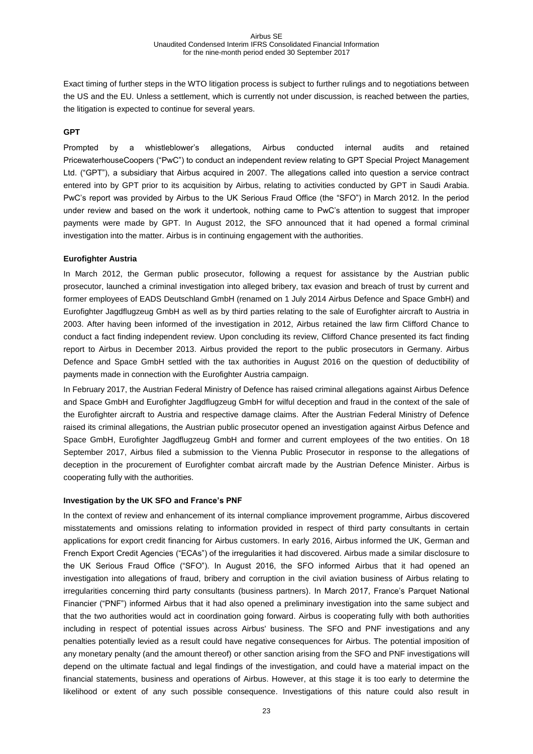Exact timing of further steps in the WTO litigation process is subject to further rulings and to negotiations between the US and the EU. Unless a settlement, which is currently not under discussion, is reached between the parties, the litigation is expected to continue for several years.

**GPT**

Prompted by a whistleblower's allegations, Airbus conducted internal audits and retained PricewaterhouseCoopers ("PwC") to conduct an independent review relating to GPT Special Project Management Ltd. ("GPT"), a subsidiary that Airbus acquired in 2007. The allegations called into question a service contract entered into by GPT prior to its acquisition by Airbus, relating to activities conducted by GPT in Saudi Arabia. PwC's report was provided by Airbus to the UK Serious Fraud Office (the "SFO") in March 2012. In the period under review and based on the work it undertook, nothing came to PwC's attention to suggest that improper payments were made by GPT. In August 2012, the SFO announced that it had opened a formal criminal investigation into the matter. Airbus is in continuing engagement with the authorities.

**Eurofighter Austria**

In March 2012, the German public prosecutor, following a request for assistance by the Austrian public prosecutor, launched a criminal investigation into alleged bribery, tax evasion and breach of trust by current and former employees of EADS Deutschland GmbH (renamed on 1 July 2014 Airbus Defence and Space GmbH) and Eurofighter Jagdflugzeug GmbH as well as by third parties relating to the sale of Eurofighter aircraft to Austria in 2003. After having been informed of the investigation in 2012, Airbus retained the law firm Clifford Chance to conduct a fact finding independent review. Upon concluding its review, Clifford Chance presented its fact finding report to Airbus in December 2013. Airbus provided the report to the public prosecutors in Germany. Airbus Defence and Space GmbH settled with the tax authorities in August 2016 on the question of deductibility of payments made in connection with the Eurofighter Austria campaign.

In February 2017, the Austrian Federal Ministry of Defence has raised criminal allegations against Airbus Defence and Space GmbH and Eurofighter Jagdflugzeug GmbH for wilful deception and fraud in the context of the sale of the Eurofighter aircraft to Austria and respective damage claims. After the Austrian Federal Ministry of Defence raised its criminal allegations, the Austrian public prosecutor opened an investigation against Airbus Defence and Space GmbH, Eurofighter Jagdflugzeug GmbH and former and current employees of the two entities. On 18 September 2017, Airbus filed a submission to the Vienna Public Prosecutor in response to the allegations of deception in the procurement of Eurofighter combat aircraft made by the Austrian Defence Minister. Airbus is cooperating fully with the authorities.

**Investigation by the UK SFO and France's PNF**

In the context of review and enhancement of its internal compliance improvement programme, Airbus discovered misstatements and omissions relating to information provided in respect of third party consultants in certain applications for export credit financing for Airbus customers. In early 2016, Airbus informed the UK, German and French Export Credit Agencies ("ECAs") of the irregularities it had discovered. Airbus made a similar disclosure to the UK Serious Fraud Office ("SFO"). In August 2016, the SFO informed Airbus that it had opened an investigation into allegations of fraud, bribery and corruption in the civil aviation business of Airbus relating to irregularities concerning third party consultants (business partners). In March 2017, France's Parquet National Financier ("PNF") informed Airbus that it had also opened a preliminary investigation into the same subject and that the two authorities would act in coordination going forward. Airbus is cooperating fully with both authorities including in respect of potential issues across Airbus' business. The SFO and PNF investigations and any penalties potentially levied as a result could have negative consequences for Airbus. The potential imposition of any monetary penalty (and the amount thereof) or other sanction arising from the SFO and PNF investigations will depend on the ultimate factual and legal findings of the investigation, and could have a material impact on the financial statements, business and operations of Airbus. However, at this stage it is too early to determine the likelihood or extent of any such possible consequence. Investigations of this nature could also result in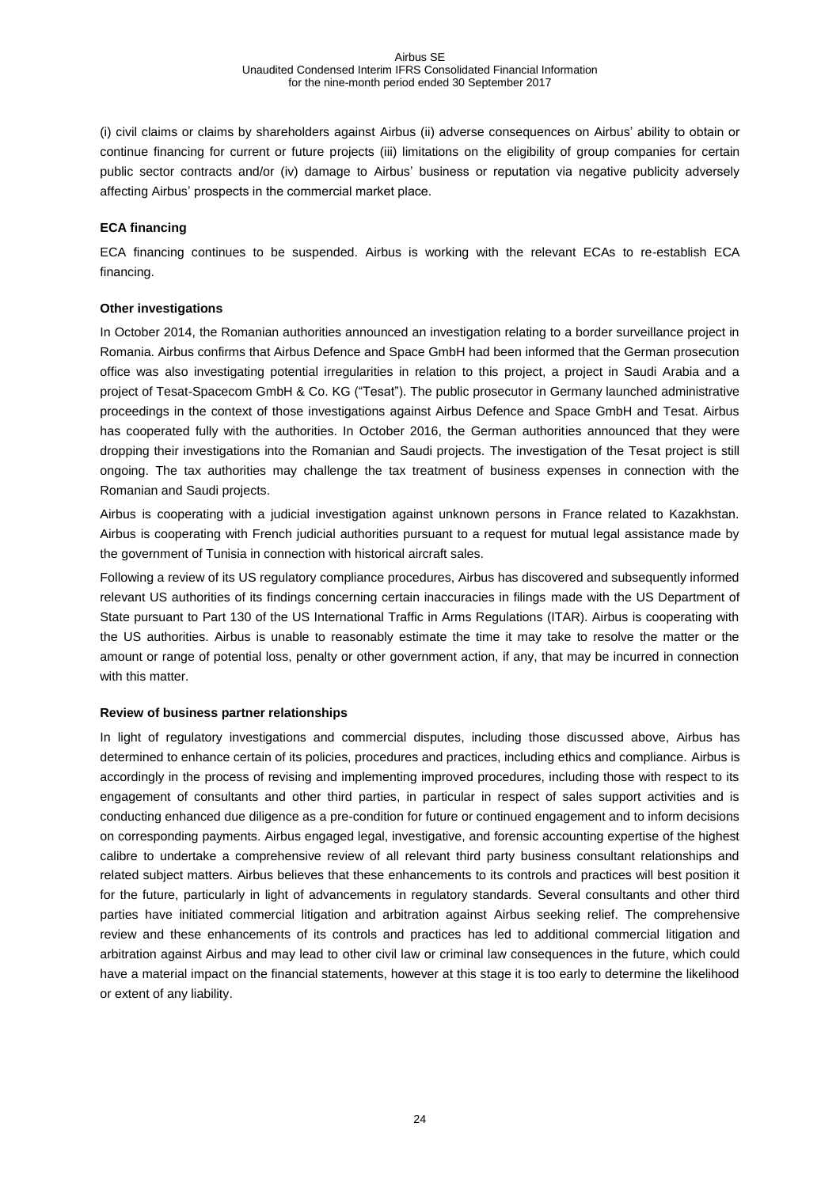(i) civil claims or claims by shareholders against Airbus (ii) adverse consequences on Airbus' ability to obtain or continue financing for current or future projects (iii) limitations on the eligibility of group companies for certain public sector contracts and/or (iv) damage to Airbus' business or reputation via negative publicity adversely affecting Airbus' prospects in the commercial market place.

**ECA financing**

ECA financing continues to be suspended. Airbus is working with the relevant ECAs to re-establish ECA financing.

**Other investigations**

In October 2014, the Romanian authorities announced an investigation relating to a border surveillance project in Romania. Airbus confirms that Airbus Defence and Space GmbH had been informed that the German prosecution office was also investigating potential irregularities in relation to this project, a project in Saudi Arabia and a project of Tesat-Spacecom GmbH & Co. KG ("Tesat"). The public prosecutor in Germany launched administrative proceedings in the context of those investigations against Airbus Defence and Space GmbH and Tesat. Airbus has cooperated fully with the authorities. In October 2016, the German authorities announced that they were dropping their investigations into the Romanian and Saudi projects. The investigation of the Tesat project is still ongoing. The tax authorities may challenge the tax treatment of business expenses in connection with the Romanian and Saudi projects.

Airbus is cooperating with a judicial investigation against unknown persons in France related to Kazakhstan. Airbus is cooperating with French judicial authorities pursuant to a request for mutual legal assistance made by the government of Tunisia in connection with historical aircraft sales.

Following a review of its US regulatory compliance procedures, Airbus has discovered and subsequently informed relevant US authorities of its findings concerning certain inaccuracies in filings made with the US Department of State pursuant to Part 130 of the US International Traffic in Arms Regulations (ITAR). Airbus is cooperating with the US authorities. Airbus is unable to reasonably estimate the time it may take to resolve the matter or the amount or range of potential loss, penalty or other government action, if any, that may be incurred in connection with this matter.

**Review of business partner relationships**

In light of regulatory investigations and commercial disputes, including those discussed above, Airbus has determined to enhance certain of its policies, procedures and practices, including ethics and compliance. Airbus is accordingly in the process of revising and implementing improved procedures, including those with respect to its engagement of consultants and other third parties, in particular in respect of sales support activities and is conducting enhanced due diligence as a pre-condition for future or continued engagement and to inform decisions on corresponding payments. Airbus engaged legal, investigative, and forensic accounting expertise of the highest calibre to undertake a comprehensive review of all relevant third party business consultant relationships and related subject matters. Airbus believes that these enhancements to its controls and practices will best position it for the future, particularly in light of advancements in regulatory standards. Several consultants and other third parties have initiated commercial litigation and arbitration against Airbus seeking relief. The comprehensive review and these enhancements of its controls and practices has led to additional commercial litigation and arbitration against Airbus and may lead to other civil law or criminal law consequences in the future, which could have a material impact on the financial statements, however at this stage it is too early to determine the likelihood or extent of any liability.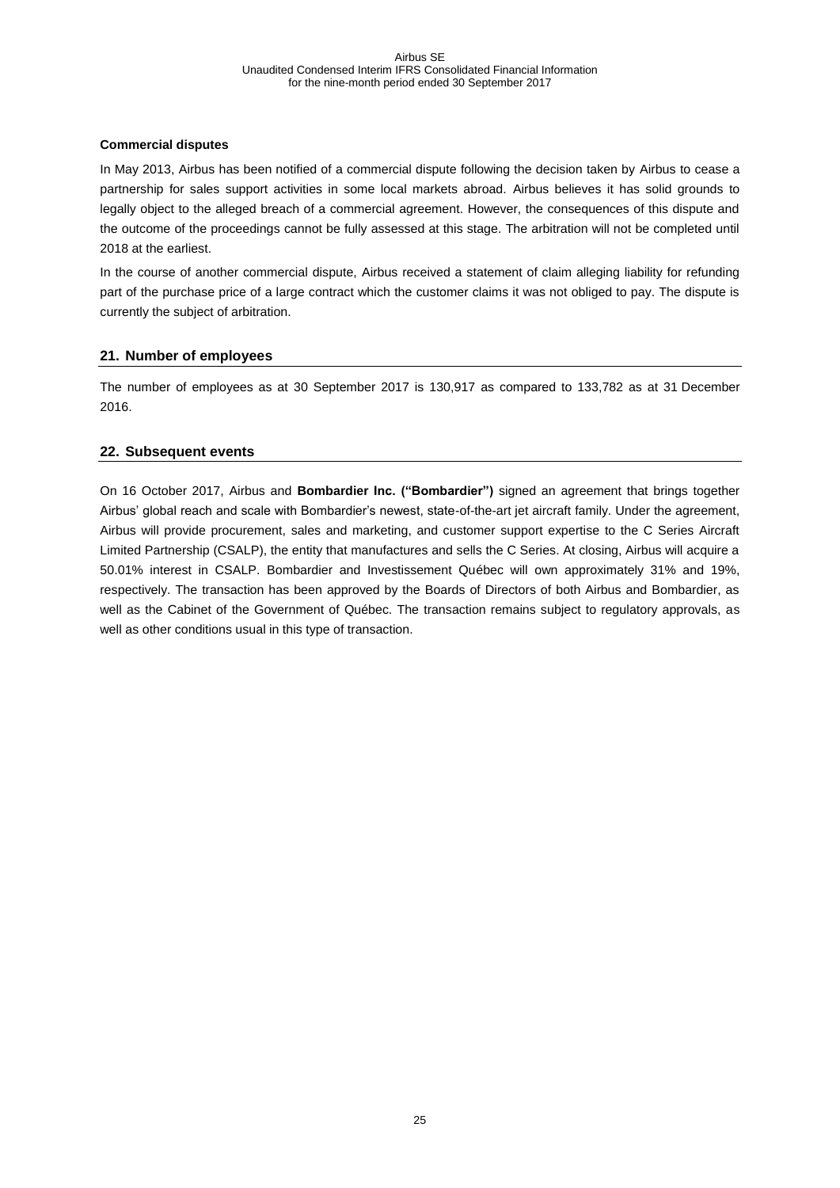**Commercial disputes**

In May 2013, Airbus has been notified of a commercial dispute following the decision taken by Airbus to cease a partnership for sales support activities in some local markets abroad. Airbus believes it has solid grounds to legally object to the alleged breach of a commercial agreement. However, the consequences of this dispute and the outcome of the proceedings cannot be fully assessed at this stage. The arbitration will not be completed until 2018 at the earliest.

In the course of another commercial dispute, Airbus received a statement of claim alleging liability for refunding part of the purchase price of a large contract which the customer claims it was not obliged to pay. The dispute is currently the subject of arbitration.

## 21. Number of employees

The number of employees as at 30 September 2017 is 130,917 as compared to 133,782 as at 31 December 2016.

## 22. Subsequent events

On 16 October 2017, Airbus and **Bombardier Inc. ("Bombardier")** signed an agreement that brings together Airbus' global reach and scale with Bombardier's newest, state-of-the-art jet aircraft family. Under the agreement, Airbus will provide procurement, sales and marketing, and customer support expertise to the C Series Aircraft Limited Partnership (CSALP), the entity that manufactures and sells the C Series. At closing, Airbus will acquire a 50.01% interest in CSALP. Bombardier and Investissement Québec will own approximately 31% and 19%, respectively. The transaction has been approved by the Boards of Directors of both Airbus and Bombardier, as well as the Cabinet of the Government of Québec. The transaction remains subject to regulatory approvals, as well as other conditions usual in this type of transaction.